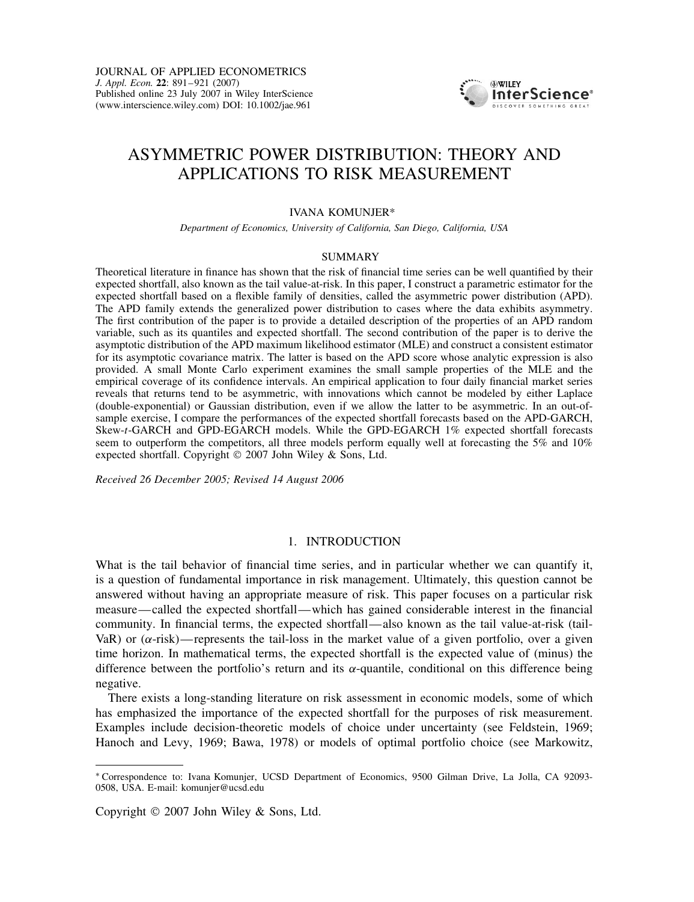# ASYMMETRIC POWER DISTRIBUTION: THEORY AND APPLICATIONS TO RISK MEASUREMENT

IVANA KOMUNJER*

*Department of Economics, University of California, San Diego, California, USA*

## SUMMARY

Theoretical literature in finance has shown that the risk of financial time series can be well quantified by their expected shortfall, also known as the tail value-at-risk. In this paper, I construct a parametric estimator for the expected shortfall based on a flexible family of densities, called the asymmetric power distribution (APD). The APD family extends the generalized power distribution to cases where the data exhibits asymmetry. The first contribution of the paper is to provide a detailed description of the properties of an APD random variable, such as its quantiles and expected shortfall. The second contribution of the paper is to derive the asymptotic distribution of the APD maximum likelihood estimator (MLE) and construct a consistent estimator for its asymptotic covariance matrix. The latter is based on the APD score whose analytic expression is also provided. A small Monte Carlo experiment examines the small sample properties of the MLE and the empirical coverage of its confidence intervals. An empirical application to four daily financial market series reveals that returns tend to be asymmetric, with innovations which cannot be modeled by either Laplace (double-exponential) or Gaussian distribution, even if we allow the latter to be asymmetric. In an out-of-sample exercise, I compare the performances of the expected shortfall forecasts based on the APD-GARCH, Skew-*t*-GARCH and GPD-EGARCH models. While the GPD-EGARCH 1% expected shortfall forecasts seem to outperform the competitors, all three models perform equally well at forecasting the 5% and 10% expected shortfall. Copyright © 2007 John Wiley & Sons, Ltd.

*Received 26 December 2005; Revised 14 August 2006*

## 1. INTRODUCTION

What is the tail behavior of financial time series, and in particular whether we can quantify it, is a question of fundamental importance in risk management. Ultimately, this question cannot be answered without having an appropriate measure of risk. This paper focuses on a particular risk measure—called the expected shortfall—which has gained considerable interest in the financial community. In financial terms, the expected shortfall—also known as the tail value-at-risk (tail-VaR) or ($\alpha$-risk)—represents the tail-loss in the market value of a given portfolio, over a given time horizon. In mathematical terms, the expected shortfall is the expected value of (minus) the difference between the portfolio's return and its $\alpha$-quantile, conditional on this difference being negative.

There exists a long-standing literature on risk assessment in economic models, some of which has emphasized the importance of the expected shortfall for the purposes of risk measurement. Examples include decision-theoretic models of choice under uncertainty (see Feldstein, 1969; Hanoch and Levy, 1969; Bawa, 1978) or models of optimal portfolio choice (see Markowitz,

---

* Correspondence to: Ivana Komunjer, UCSD Department of Economics, 9500 Gilman Drive, La Jolla, CA 92093-0508, USA. E-mail: komunjer@ucsd.edu

Copyright © 2007 John Wiley & Sons, Ltd.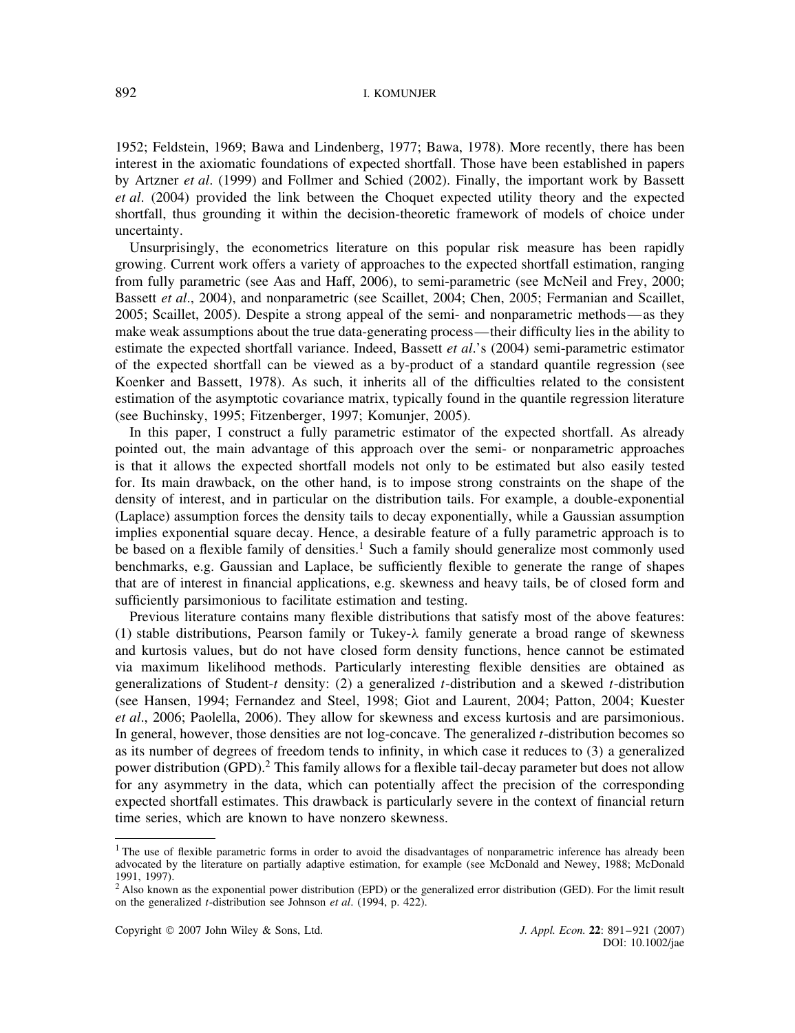1952; Feldstein, 1969; Bawa and Lindenberg, 1977; Bawa, 1978). More recently, there has been interest in the axiomatic foundations of expected shortfall. Those have been established in papers by Artzner *et al*. (1999) and Follmer and Schied (2002). Finally, the important work by Bassett *et al*. (2004) provided the link between the Choquet expected utility theory and the expected shortfall, thus grounding it within the decision-theoretic framework of models of choice under uncertainty.

Unsurprisingly, the econometrics literature on this popular risk measure has been rapidly growing. Current work offers a variety of approaches to the expected shortfall estimation, ranging from fully parametric (see Aas and Haff, 2006), to semi-parametric (see McNeil and Frey, 2000; Bassett *et al*., 2004), and nonparametric (see Scaillet, 2004; Chen, 2005; Fermanian and Scaillet, 2005; Scaillet, 2005). Despite a strong appeal of the semi- and nonparametric methods—as they make weak assumptions about the true data-generating process—their difficulty lies in the ability to estimate the expected shortfall variance. Indeed, Bassett *et al*.'s (2004) semi-parametric estimator of the expected shortfall can be viewed as a by-product of a standard quantile regression (see Koenker and Bassett, 1978). As such, it inherits all of the difficulties related to the consistent estimation of the asymptotic covariance matrix, typically found in the quantile regression literature (see Buchinsky, 1995; Fitzenberger, 1997; Komunjer, 2005).

In this paper, I construct a fully parametric estimator of the expected shortfall. As already pointed out, the main advantage of this approach over the semi- or nonparametric approaches is that it allows the expected shortfall models not only to be estimated but also easily tested for. Its main drawback, on the other hand, is to impose strong constraints on the shape of the density of interest, and in particular on the distribution tails. For example, a double-exponential (Laplace) assumption forces the density tails to decay exponentially, while a Gaussian assumption implies exponential square decay. Hence, a desirable feature of a fully parametric approach is to be based on a flexible family of densities.[1] Such a family should generalize most commonly used benchmarks, e.g. Gaussian and Laplace, be sufficiently flexible to generate the range of shapes that are of interest in financial applications, e.g. skewness and heavy tails, be of closed form and sufficiently parsimonious to facilitate estimation and testing.

Previous literature contains many flexible distributions that satisfy most of the above features: (1) stable distributions, Pearson family or Tukey-$\lambda$ family generate a broad range of skewness and kurtosis values, but do not have closed form density functions, hence cannot be estimated via maximum likelihood methods. Particularly interesting flexible densities are obtained as generalizations of Student-*t* density: (2) a generalized *t*-distribution and a skewed *t*-distribution (see Hansen, 1994; Fernandez and Steel, 1998; Giot and Laurent, 2004; Patton, 2004; Kuester *et al*., 2006; Paolella, 2006). They allow for skewness and excess kurtosis and are parsimonious. In general, however, those densities are not log-concave. The generalized *t*-distribution becomes so as its number of degrees of freedom tends to infinity, in which case it reduces to (3) a generalized power distribution (GPD).[2] This family allows for a flexible tail-decay parameter but does not allow for any asymmetry in the data, which can potentially affect the precision of the corresponding expected shortfall estimates. This drawback is particularly severe in the context of financial return time series, which are known to have nonzero skewness.

---

[1] The use of flexible parametric forms in order to avoid the disadvantages of nonparametric inference has already been advocated by the literature on partially adaptive estimation, for example (see McDonald and Newey, 1988; McDonald 1991, 1997).

[2] Also known as the exponential power distribution (EPD) or the generalized error distribution (GED). For the limit result on the generalized *t*-distribution see Johnson *et al*. (1994, p. 422).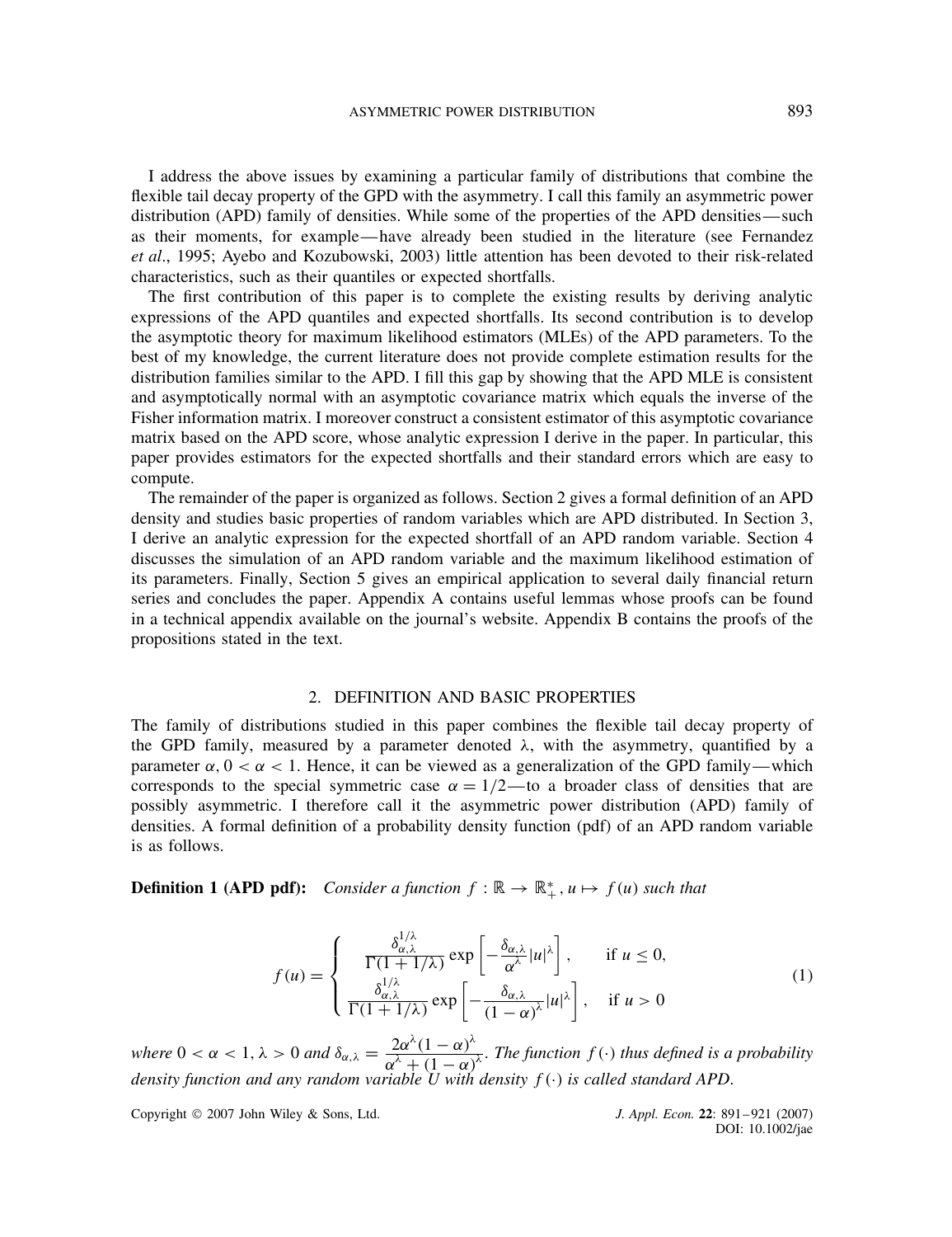I address the above issues by examining a particular family of distributions that combine the flexible tail decay property of the GPD with the asymmetry. I call this family an asymmetric power distribution (APD) family of densities. While some of the properties of the APD densities—such as their moments, for example—have already been studied in the literature (see Fernandez *et al*., 1995; Ayebo and Kozubowski, 2003) little attention has been devoted to their risk-related characteristics, such as their quantiles or expected shortfalls.

The first contribution of this paper is to complete the existing results by deriving analytic expressions of the APD quantiles and expected shortfalls. Its second contribution is to develop the asymptotic theory for maximum likelihood estimators (MLEs) of the APD parameters. To the best of my knowledge, the current literature does not provide complete estimation results for the distribution families similar to the APD. I fill this gap by showing that the APD MLE is consistent and asymptotically normal with an asymptotic covariance matrix which equals the inverse of the Fisher information matrix. I moreover construct a consistent estimator of this asymptotic covariance matrix based on the APD score, whose analytic expression I derive in the paper. In particular, this paper provides estimators for the expected shortfalls and their standard errors which are easy to compute.

The remainder of the paper is organized as follows. Section 2 gives a formal definition of an APD density and studies basic properties of random variables which are APD distributed. In Section 3, I derive an analytic expression for the expected shortfall of an APD random variable. Section 4 discusses the simulation of an APD random variable and the maximum likelihood estimation of its parameters. Finally, Section 5 gives an empirical application to several daily financial return series and concludes the paper. Appendix A contains useful lemmas whose proofs can be found in a technical appendix available on the journal's website. Appendix B contains the proofs of the propositions stated in the text.

## 2. DEFINITION AND BASIC PROPERTIES

The family of distributions studied in this paper combines the flexible tail decay property of the GPD family, measured by a parameter denoted $\lambda$, with the asymmetry, quantified by a parameter $\alpha$, $0 < \alpha < 1$. Hence, it can be viewed as a generalization of the GPD family—which corresponds to the special symmetric case $\alpha = 1/2$—to a broader class of densities that are possibly asymmetric. I therefore call it the asymmetric power distribution (APD) family of densities. A formal definition of a probability density function (pdf) of an APD random variable is as follows.

**Definition 1 (APD pdf):** *Consider a function $f : \mathbb{R} \to \mathbb{R}_+^*$, $u \mapsto f(u)$ such that*

$$f(u) = \begin{cases} \dfrac{\delta_{\alpha,\lambda}^{1/\lambda}}{\Gamma(1+1/\lambda)} \exp\left[-\dfrac{\delta_{\alpha,\lambda}}{\alpha^{\lambda}}|u|^{\lambda}\right], & \text{if } u \le 0, \\[2ex] \dfrac{\delta_{\alpha,\lambda}^{1/\lambda}}{\Gamma(1+1/\lambda)} \exp\left[-\dfrac{\delta_{\alpha,\lambda}}{(1-\alpha)^{\lambda}}|u|^{\lambda}\right], & \text{if } u > 0 \end{cases} \tag{1}$$

*where $0 < \alpha < 1$, $\lambda > 0$ and $\delta_{\alpha,\lambda} = \dfrac{2\alpha^{\lambda}(1-\alpha)^{\lambda}}{\alpha^{\lambda} + (1-\alpha)^{\lambda}}$. The function $f(\cdot)$ thus defined is a probability density function and any random variable $U$ with density $f(\cdot)$ is called standard APD.*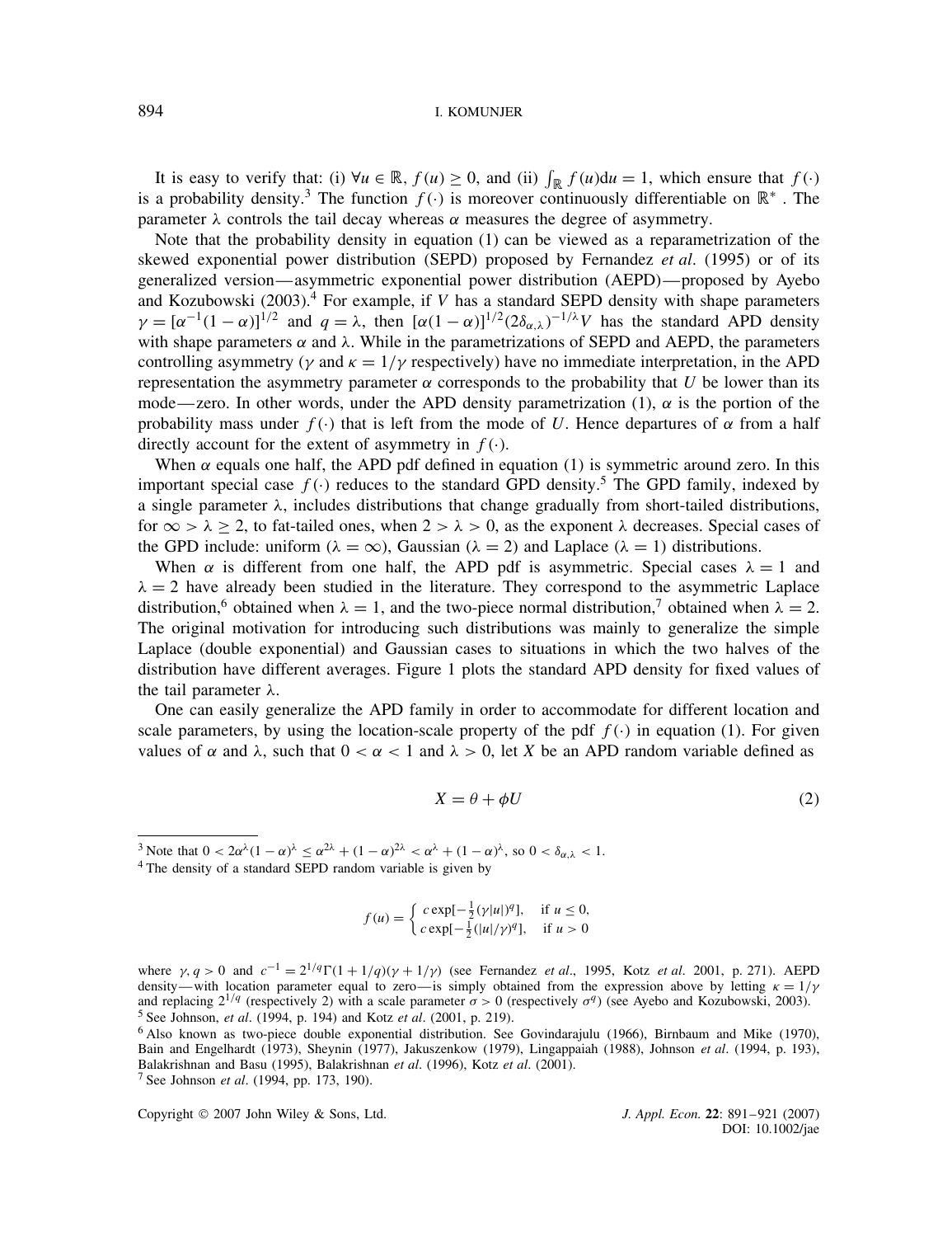It is easy to verify that: (i) $\forall u \in \mathbb{R}$, $f(u) \geq 0$, and (ii) $\int_{\mathbb{R}} f(u)\mathrm{d}u = 1$, which ensure that $f(\cdot)$ is a probability density.[3] The function $f(\cdot)$ is moreover continuously differentiable on $\mathbb{R}^*$. The parameter $\lambda$ controls the tail decay whereas $\alpha$ measures the degree of asymmetry.

Note that the probability density in equation (1) can be viewed as a reparametrization of the skewed exponential power distribution (SEPD) proposed by Fernandez *et al*. (1995) or of its generalized version—asymmetric exponential power distribution (AEPD)—proposed by Ayebo and Kozubowski (2003).[4] For example, if $V$ has a standard SEPD density with shape parameters $\gamma = [\alpha^{-1}(1-\alpha)]^{1/2}$ and $q = \lambda$, then $[\alpha(1-\alpha)]^{1/2}(2\delta_{\alpha,\lambda})^{-1/\lambda}V$ has the standard APD density with shape parameters $\alpha$ and $\lambda$. While in the parametrizations of SEPD and AEPD, the parameters controlling asymmetry ($\gamma$ and $\kappa = 1/\gamma$ respectively) have no immediate interpretation, in the APD representation the asymmetry parameter $\alpha$ corresponds to the probability that $U$ be lower than its mode—zero. In other words, under the APD density parametrization (1), $\alpha$ is the portion of the probability mass under $f(\cdot)$ that is left from the mode of $U$. Hence departures of $\alpha$ from a half directly account for the extent of asymmetry in $f(\cdot)$.

When $\alpha$ equals one half, the APD pdf defined in equation (1) is symmetric around zero. In this important special case $f(\cdot)$ reduces to the standard GPD density.[5] The GPD family, indexed by a single parameter $\lambda$, includes distributions that change gradually from short-tailed distributions, for $\infty > \lambda \geq 2$, to fat-tailed ones, when $2 > \lambda > 0$, as the exponent $\lambda$ decreases. Special cases of the GPD include: uniform ($\lambda = \infty$), Gaussian ($\lambda = 2$) and Laplace ($\lambda = 1$) distributions.

When $\alpha$ is different from one half, the APD pdf is asymmetric. Special cases $\lambda = 1$ and $\lambda = 2$ have already been studied in the literature. They correspond to the asymmetric Laplace distribution,[6] obtained when $\lambda = 1$, and the two-piece normal distribution,[7] obtained when $\lambda = 2$. The original motivation for introducing such distributions was mainly to generalize the simple Laplace (double exponential) and Gaussian cases to situations in which the two halves of the distribution have different averages. Figure 1 plots the standard APD density for fixed values of the tail parameter $\lambda$.

One can easily generalize the APD family in order to accommodate for different location and scale parameters, by using the location-scale property of the pdf $f(\cdot)$ in equation (1). For given values of $\alpha$ and $\lambda$, such that $0 < \alpha < 1$ and $\lambda > 0$, let $X$ be an APD random variable defined as

$$X = \theta + \phi U \tag{2}$$

---

[3] Note that $0 < 2\alpha^{\lambda}(1-\alpha)^{\lambda} \leq \alpha^{2\lambda} + (1-\alpha)^{2\lambda} < \alpha^{\lambda} + (1-\alpha)^{\lambda}$, so $0 < \delta_{\alpha,\lambda} < 1$.

[4] The density of a standard SEPD random variable is given by

$$f(u) = \begin{cases} c\exp[-\frac{1}{2}(\gamma|u|)^q], & \text{if } u \leq 0, \\ c\exp[-\frac{1}{2}(|u|/\gamma)^q], & \text{if } u > 0 \end{cases}$$

where $\gamma, q > 0$ and $c^{-1} = 2^{1/q}\Gamma(1 + 1/q)(\gamma + 1/\gamma)$ (see Fernandez *et al*., 1995, Kotz *et al*. 2001, p. 271). AEPD density—with location parameter equal to zero—is simply obtained from the expression above by letting $\kappa = 1/\gamma$ and replacing $2^{1/q}$ (respectively 2) with a scale parameter $\sigma > 0$ (respectively $\sigma^q$) (see Ayebo and Kozubowski, 2003).

[5] See Johnson, *et al*. (1994, p. 194) and Kotz *et al*. (2001, p. 219).

[6] Also known as two-piece double exponential distribution. See Govindarajulu (1966), Birnbaum and Mike (1970), Bain and Engelhardt (1973), Sheynin (1977), Jakuszenkow (1979), Lingappaiah (1988), Johnson *et al*. (1994, p. 193), Balakrishnan and Basu (1995), Balakrishnan *et al*. (1996), Kotz *et al*. (2001).

[7] See Johnson *et al*. (1994, pp. 173, 190).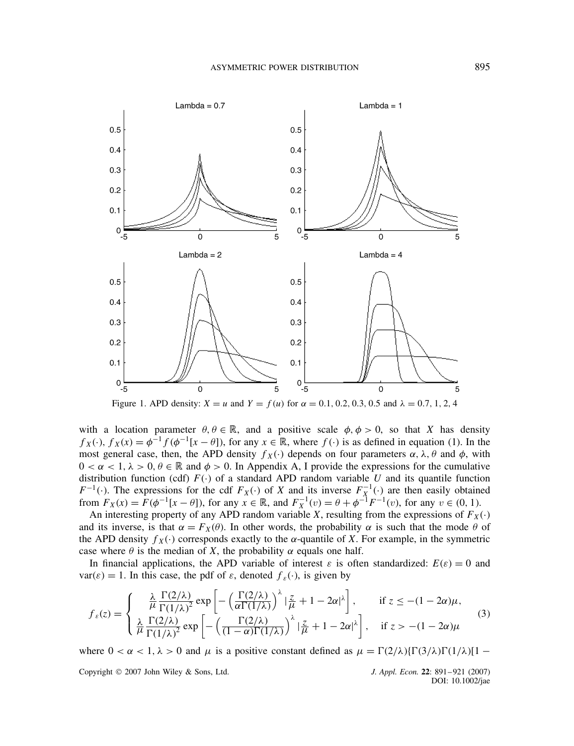Figure 1. APD density: $X = u$ and $Y = f(u)$ for $\alpha = 0.1, 0.2, 0.3, 0.5$ and $\lambda = 0.7, 1, 2, 4$

with a location parameter $\theta, \theta \in \mathbb{R}$, and a positive scale $\phi, \phi > 0$, so that $X$ has density $f_X(\cdot)$, $f_X(x) = \phi^{-1} f(\phi^{-1}[x - \theta])$, for any $x \in \mathbb{R}$, where $f(\cdot)$ is as defined in equation (1). In the most general case, then, the APD density $f_X(\cdot)$ depends on four parameters $\alpha, \lambda, \theta$ and $\phi$, with $0 < \alpha < 1$, $\lambda > 0$, $\theta \in \mathbb{R}$ and $\phi > 0$. In Appendix A, I provide the expressions for the cumulative distribution function (cdf) $F(\cdot)$ of a standard APD random variable $U$ and its quantile function $F^{-1}(\cdot)$. The expressions for the cdf $F_X(\cdot)$ of $X$ and its inverse $F_X^{-1}(\cdot)$ are then easily obtained from $F_X(x) = F(\phi^{-1}[x - \theta])$, for any $x \in \mathbb{R}$, and $F_X^{-1}(v) = \theta + \phi^{-1} F^{-1}(v)$, for any $v \in (0, 1)$.

An interesting property of any APD random variable $X$, resulting from the expressions of $F_X(\cdot)$ and its inverse, is that $\alpha = F_X(\theta)$. In other words, the probability $\alpha$ is such that the mode $\theta$ of the APD density $f_X(\cdot)$ corresponds exactly to the $\alpha$-quantile of $X$. For example, in the symmetric case where $\theta$ is the median of $X$, the probability $\alpha$ equals one half.

In financial applications, the APD variable of interest $\varepsilon$ is often standardized: $E(\varepsilon) = 0$ and $\text{var}(\varepsilon) = 1$. In this case, the pdf of $\varepsilon$, denoted $f_\varepsilon(\cdot)$, is given by

$$
f_\varepsilon(z) = \begin{cases} \dfrac{\lambda}{\mu} \dfrac{\Gamma(2/\lambda)}{\Gamma(1/\lambda)^2} \exp\left[ -\left( \dfrac{\Gamma(2/\lambda)}{\alpha \Gamma(1/\lambda)} \right)^\lambda \left| \dfrac{z}{\mu} + 1 - 2\alpha \right|^\lambda \right], & \text{if } z \leq -(1 - 2\alpha)\mu, \\ \dfrac{\lambda}{\mu} \dfrac{\Gamma(2/\lambda)}{\Gamma(1/\lambda)^2} \exp\left[ -\left( \dfrac{\Gamma(2/\lambda)}{(1 - \alpha)\Gamma(1/\lambda)} \right)^\lambda \left| \dfrac{z}{\mu} + 1 - 2\alpha \right|^\lambda \right], & \text{if } z > -(1 - 2\alpha)\mu \end{cases} \tag{3}
$$

where $0 < \alpha < 1$, $\lambda > 0$ and $\mu$ is a positive constant defined as $\mu = \Gamma(2/\lambda)\{\Gamma(3/\lambda)\Gamma(1/\lambda)[1 -$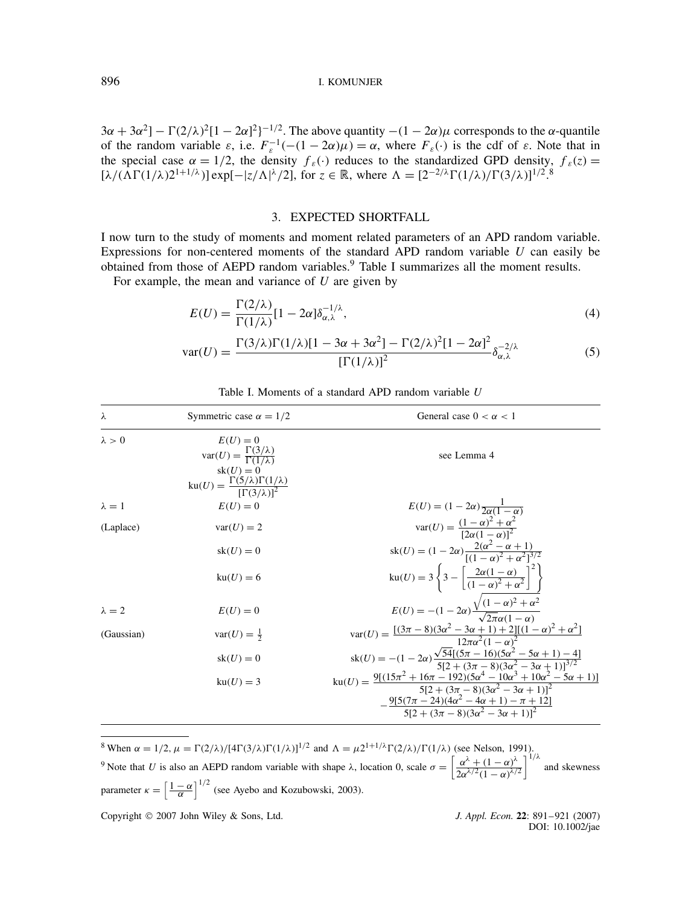$3\alpha + 3\alpha^2] - \Gamma(2/\lambda)^2[1-2\alpha]^2\}^{-1/2}$. The above quantity $-(1-2\alpha)\mu$ corresponds to the $\alpha$-quantile of the random variable $\varepsilon$, i.e. $F_\varepsilon^{-1}(-(1-2\alpha)\mu) = \alpha$, where $F_\varepsilon(\cdot)$ is the cdf of $\varepsilon$. Note that in the special case $\alpha = 1/2$, the density $f_\varepsilon(\cdot)$ reduces to the standardized GPD density, $f_\varepsilon(z) = [\lambda/(\Lambda\Gamma(1/\lambda)2^{1+1/\lambda})]\exp[-|z/\Lambda|^\lambda/2]$, for $z \in \mathbb{R}$, where $\Lambda = [2^{-2/\lambda}\Gamma(1/\lambda)/\Gamma(3/\lambda)]^{1/2}$.[8]

## 3. EXPECTED SHORTFALL

I now turn to the study of moments and moment related parameters of an APD random variable. Expressions for non-centered moments of the standard APD random variable $U$ can easily be obtained from those of AEPD random variables.[9] Table I summarizes all the moment results.

For example, the mean and variance of $U$ are given by

$$E(U) = \frac{\Gamma(2/\lambda)}{\Gamma(1/\lambda)}[1-2\alpha]\delta_{\alpha,\lambda}^{-1/\lambda}, \tag{4}$$

$$\mathrm{var}(U) = \frac{\Gamma(3/\lambda)\Gamma(1/\lambda)[1-3\alpha+3\alpha^2] - \Gamma(2/\lambda)^2[1-2\alpha]^2}{[\Gamma(1/\lambda)]^2}\delta_{\alpha,\lambda}^{-2/\lambda} \tag{5}$$

Table I. Moments of a standard APD random variable $U$

| $\lambda$ | Symmetric case $\alpha = 1/2$ | General case $0 < \alpha < 1$ |
|---|---|---|
| $\lambda > 0$ | $E(U) = 0$ <br> $\mathrm{var}(U) = \frac{\Gamma(3/\lambda)}{\Gamma(1/\lambda)}$ <br> $\mathrm{sk}(U) = 0$ <br> $\mathrm{ku}(U) = \frac{\Gamma(5/\lambda)\Gamma(1/\lambda)}{[\Gamma(3/\lambda)]^2}$ | see Lemma 4 |
| $\lambda = 1$ | $E(U) = 0$ | $E(U) = (1-2\alpha)\frac{1}{2\alpha(1-\alpha)}$ |
| (Laplace) | $\mathrm{var}(U) = 2$ | $\mathrm{var}(U) = \frac{(1-\alpha)^2+\alpha^2}{[2\alpha(1-\alpha)]^2}$ |
| | $\mathrm{sk}(U) = 0$ | $\mathrm{sk}(U) = (1-2\alpha)\frac{2(\alpha^2-\alpha+1)}{[(1-\alpha)^2+\alpha^2]^{3/2}}$ |
| | $\mathrm{ku}(U) = 6$ | $\mathrm{ku}(U) = 3\left\{3 - \left[\frac{2\alpha(1-\alpha)}{(1-\alpha)^2+\alpha^2}\right]^2\right\}$ |
| $\lambda = 2$ | $E(U) = 0$ | $E(U) = -(1-2\alpha)\frac{\sqrt{(1-\alpha)^2+\alpha^2}}{\sqrt{2\pi}\alpha(1-\alpha)}$ |
| (Gaussian) | $\mathrm{var}(U) = \frac{1}{2}$ | $\mathrm{var}(U) = \frac{[(3\pi-8)(3\alpha^2-3\alpha+1)+2][(1-\alpha)^2+\alpha^2]}{12\pi\alpha^2(1-\alpha)^2}$ |
| | $\mathrm{sk}(U) = 0$ | $\mathrm{sk}(U) = -(1-2\alpha)\frac{\sqrt{54}[(5\pi-16)(5\alpha^2-5\alpha+1)-4]}{5[2+(3\pi-8)(3\alpha^2-3\alpha+1)]^{3/2}}$ |
| | $\mathrm{ku}(U) = 3$ | $\mathrm{ku}(U) = \frac{9[(15\pi^2+16\pi-192)(5\alpha^4-10\alpha^3+10\alpha^2-5\alpha+1)]}{5[2+(3\pi-8)(3\alpha^2-3\alpha+1)]^2} - \frac{9[5(7\pi-24)(4\alpha^2-4\alpha+1)-\pi+12]}{5[2+(3\pi-8)(3\alpha^2-3\alpha+1)]^2}$ |

[8] When $\alpha = 1/2$, $\mu = \Gamma(2/\lambda)/[4\Gamma(3/\lambda)\Gamma(1/\lambda)]^{1/2}$ and $\Lambda = \mu 2^{1+1/\lambda}\Gamma(2/\lambda)/\Gamma(1/\lambda)$ (see Nelson, 1991).

[9] Note that $U$ is also an AEPD random variable with shape $\lambda$, location 0, scale $\sigma = \left[\frac{\alpha^\lambda + (1-\alpha)^\lambda}{2\alpha^{\lambda/2}(1-\alpha)^{\lambda/2}}\right]^{1/\lambda}$ and skewness parameter $\kappa = \left[\frac{1-\alpha}{\alpha}\right]^{1/2}$ (see Ayebo and Kozubowski, 2003).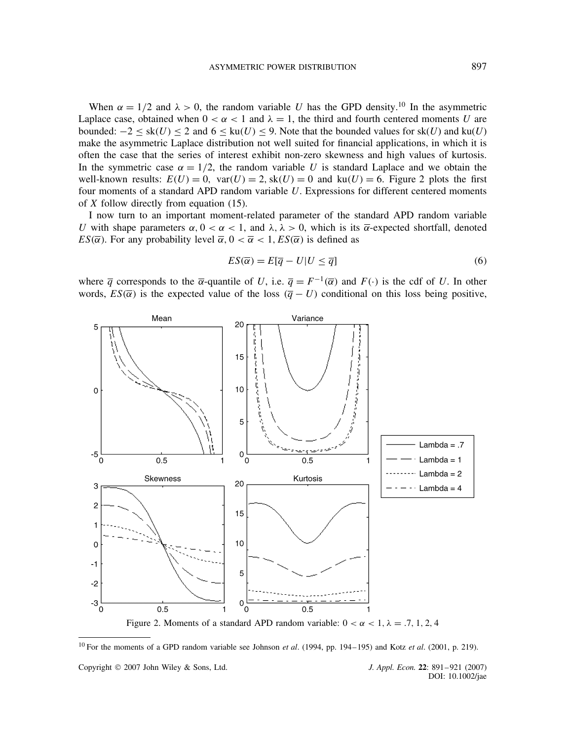When $\alpha = 1/2$ and $\lambda > 0$, the random variable $U$ has the GPD density.[10] In the asymmetric Laplace case, obtained when $0 < \alpha < 1$ and $\lambda = 1$, the third and fourth centered moments $U$ are bounded: $-2 \leq \text{sk}(U) \leq 2$ and $6 \leq \text{ku}(U) \leq 9$. Note that the bounded values for $\text{sk}(U)$ and $\text{ku}(U)$ make the asymmetric Laplace distribution not well suited for financial applications, in which it is often the case that the series of interest exhibit non-zero skewness and high values of kurtosis. In the symmetric case $\alpha = 1/2$, the random variable $U$ is standard Laplace and we obtain the well-known results: $E(U) = 0$, $\text{var}(U) = 2$, $\text{sk}(U) = 0$ and $\text{ku}(U) = 6$. Figure 2 plots the first four moments of a standard APD random variable $U$. Expressions for different centered moments of $X$ follow directly from equation (15).

I now turn to an important moment-related parameter of the standard APD random variable $U$ with shape parameters $\alpha$, $0 < \alpha < 1$, and $\lambda$, $\lambda > 0$, which is its $\overline{\alpha}$-expected shortfall, denoted $ES(\overline{\alpha})$. For any probability level $\overline{\alpha}$, $0 < \overline{\alpha} < 1$, $ES(\overline{\alpha})$ is defined as

$$ES(\overline{\alpha}) = E[\overline{q} - U | U \leq \overline{q}] \tag{6}$$

where $\overline{q}$ corresponds to the $\overline{\alpha}$-quantile of $U$, i.e. $\overline{q} = F^{-1}(\overline{\alpha})$ and $F(\cdot)$ is the cdf of $U$. In other words, $ES(\overline{\alpha})$ is the expected value of the loss $(\overline{q} - U)$ conditional on this loss being positive,

Figure 2. Moments of a standard APD random variable: $0 < \alpha < 1$, $\lambda = .7, 1, 2, 4$

[10] For the moments of a GPD random variable see Johnson *et al*. (1994, pp. 194–195) and Kotz *et al*. (2001, p. 219).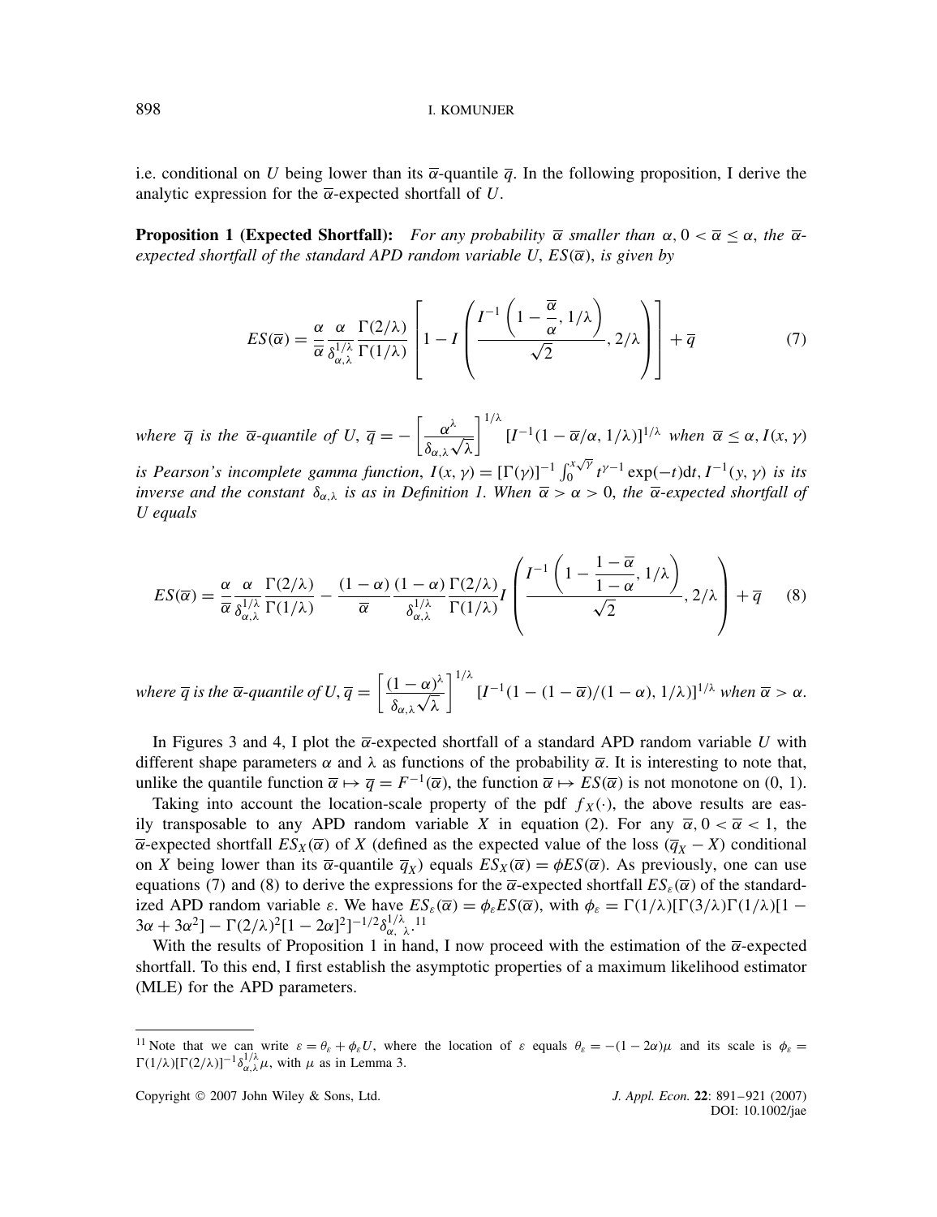i.e. conditional on $U$ being lower than its $\overline{\alpha}$-quantile $\overline{q}$. In the following proposition, I derive the analytic expression for the $\overline{\alpha}$-expected shortfall of $U$.

**Proposition 1 (Expected Shortfall):** *For any probability $\overline{\alpha}$ smaller than $\alpha$, $0 < \overline{\alpha} \leq \alpha$, the $\overline{\alpha}$-expected shortfall of the standard APD random variable $U$, $ES(\overline{\alpha})$, is given by*

$$ES(\overline{\alpha}) = \frac{\alpha}{\overline{\alpha}} \frac{\alpha}{\delta_{\alpha,\lambda}^{1/\lambda}} \frac{\Gamma(2/\lambda)}{\Gamma(1/\lambda)} \left[ 1 - I\left( \frac{I^{-1}\left(1 - \dfrac{\overline{\alpha}}{\alpha}, 1/\lambda\right)}{\sqrt{2}}, 2/\lambda \right) \right] + \overline{q} \tag{7}$$

*where $\overline{q}$ is the $\overline{\alpha}$-quantile of $U$, $\overline{q} = -\left[\dfrac{\alpha^{\lambda}}{\delta_{\alpha,\lambda}\sqrt{\lambda}}\right]^{1/\lambda} [I^{-1}(1 - \overline{\alpha}/\alpha, 1/\lambda)]^{1/\lambda}$ when $\overline{\alpha} \leq \alpha$, $I(x, \gamma)$ is Pearson's incomplete gamma function, $I(x, \gamma) = [\Gamma(\gamma)]^{-1} \int_0^{x\sqrt{\gamma}} t^{\gamma-1} \exp(-t)\mathrm{d}t$, $I^{-1}(y, \gamma)$ is its inverse and the constant $\delta_{\alpha,\lambda}$ is as in Definition 1. When $\overline{\alpha} > \alpha > 0$, the $\overline{\alpha}$-expected shortfall of $U$ equals*

$$ES(\overline{\alpha}) = \frac{\alpha}{\overline{\alpha}} \frac{\alpha}{\delta_{\alpha,\lambda}^{1/\lambda}} \frac{\Gamma(2/\lambda)}{\Gamma(1/\lambda)} - \frac{(1-\alpha)}{\overline{\alpha}} \frac{(1-\alpha)}{\delta_{\alpha,\lambda}^{1/\lambda}} \frac{\Gamma(2/\lambda)}{\Gamma(1/\lambda)} I\left( \frac{I^{-1}\left(1 - \dfrac{1-\overline{\alpha}}{1-\alpha}, 1/\lambda\right)}{\sqrt{2}}, 2/\lambda \right) + \overline{q} \tag{8}$$

*where $\overline{q}$ is the $\overline{\alpha}$-quantile of $U$, $\overline{q} = \left[\dfrac{(1-\alpha)^{\lambda}}{\delta_{\alpha,\lambda}\sqrt{\lambda}}\right]^{1/\lambda} [I^{-1}(1 - (1-\overline{\alpha})/(1-\alpha), 1/\lambda)]^{1/\lambda}$ when $\overline{\alpha} > \alpha$.*

In Figures 3 and 4, I plot the $\overline{\alpha}$-expected shortfall of a standard APD random variable $U$ with different shape parameters $\alpha$ and $\lambda$ as functions of the probability $\overline{\alpha}$. It is interesting to note that, unlike the quantile function $\overline{\alpha} \mapsto \overline{q} = F^{-1}(\overline{\alpha})$, the function $\overline{\alpha} \mapsto ES(\overline{\alpha})$ is not monotone on (0, 1).

Taking into account the location-scale property of the pdf $f_X(\cdot)$, the above results are easily transposable to any APD random variable $X$ in equation (2). For any $\overline{\alpha}$, $0 < \overline{\alpha} < 1$, the $\overline{\alpha}$-expected shortfall $ES_X(\overline{\alpha})$ of $X$ (defined as the expected value of the loss $(\overline{q}_X - X)$ conditional on $X$ being lower than its $\overline{\alpha}$-quantile $\overline{q}_X$) equals $ES_X(\overline{\alpha}) = \phi ES(\overline{\alpha})$. As previously, one can use equations (7) and (8) to derive the expressions for the $\overline{\alpha}$-expected shortfall $ES_{\varepsilon}(\overline{\alpha})$ of the standardized APD random variable $\varepsilon$. We have $ES_{\varepsilon}(\overline{\alpha}) = \phi_{\varepsilon} ES(\overline{\alpha})$, with $\phi_{\varepsilon} = \Gamma(1/\lambda)[\Gamma(3/\lambda)\Gamma(1/\lambda)[1 - 3\alpha + 3\alpha^2] - \Gamma(2/\lambda)^2[1 - 2\alpha]^2]^{-1/2}\delta_{\alpha,\lambda}^{1/\lambda}$.[11]

With the results of Proposition 1 in hand, I now proceed with the estimation of the $\overline{\alpha}$-expected shortfall. To this end, I first establish the asymptotic properties of a maximum likelihood estimator (MLE) for the APD parameters.

---

[11] Note that we can write $\varepsilon = \theta_{\varepsilon} + \phi_{\varepsilon} U$, where the location of $\varepsilon$ equals $\theta_{\varepsilon} = -(1 - 2\alpha)\mu$ and its scale is $\phi_{\varepsilon} = \Gamma(1/\lambda)[\Gamma(2/\lambda)]^{-1}\delta_{\alpha,\lambda}^{1/\lambda}\mu$, with $\mu$ as in Lemma 3.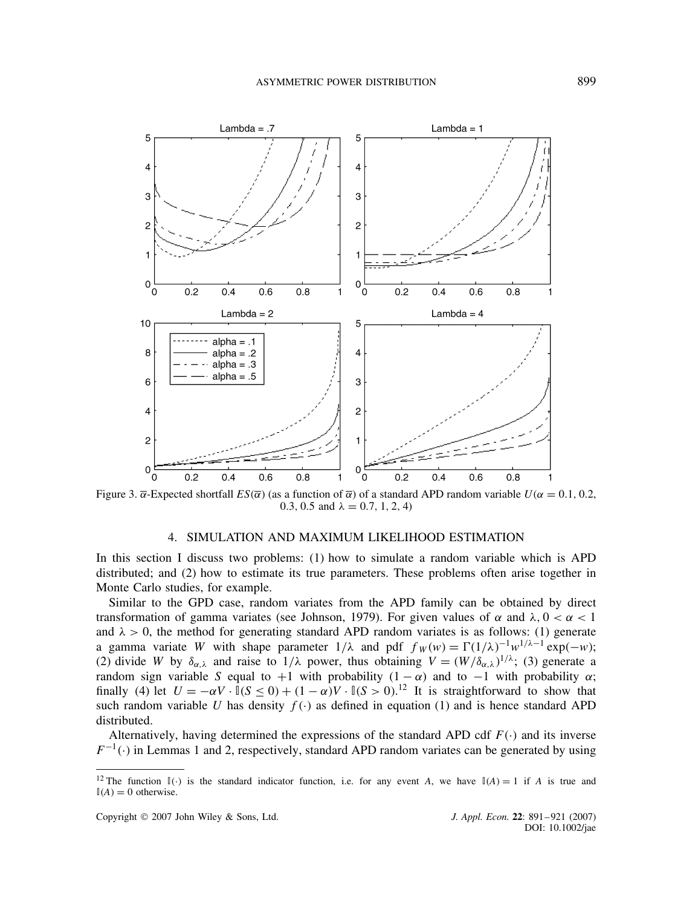Figure 3. $\overline{\alpha}$-Expected shortfall $ES(\overline{\alpha})$ (as a function of $\overline{\alpha}$) of a standard APD random variable $U(\alpha = 0.1, 0.2, 0.3, 0.5$ and $\lambda = 0.7, 1, 2, 4)$

## 4. SIMULATION AND MAXIMUM LIKELIHOOD ESTIMATION

In this section I discuss two problems: (1) how to simulate a random variable which is APD distributed; and (2) how to estimate its true parameters. These problems often arise together in Monte Carlo studies, for example.

Similar to the GPD case, random variates from the APD family can be obtained by direct transformation of gamma variates (see Johnson, 1979). For given values of $\alpha$ and $\lambda$, $0 < \alpha < 1$ and $\lambda > 0$, the method for generating standard APD random variates is as follows: (1) generate a gamma variate $W$ with shape parameter $1/\lambda$ and pdf $f_W(w) = \Gamma(1/\lambda)^{-1} w^{1/\lambda - 1} \exp(-w)$; (2) divide $W$ by $\delta_{\alpha,\lambda}$ and raise to $1/\lambda$ power, thus obtaining $V = (W/\delta_{\alpha,\lambda})^{1/\lambda}$; (3) generate a random sign variable $S$ equal to $+1$ with probability $(1-\alpha)$ and to $-1$ with probability $\alpha$; finally (4) let $U = -\alpha V \cdot \mathbb{I}(S \leq 0) + (1-\alpha)V \cdot \mathbb{I}(S > 0)$.[12] It is straightforward to show that such random variable $U$ has density $f(\cdot)$ as defined in equation (1) and is hence standard APD distributed.

Alternatively, having determined the expressions of the standard APD cdf $F(\cdot)$ and its inverse $F^{-1}(\cdot)$ in Lemmas 1 and 2, respectively, standard APD random variates can be generated by using

[12] The function $\mathbb{I}(\cdot)$ is the standard indicator function, i.e. for any event $A$, we have $\mathbb{I}(A) = 1$ if $A$ is true and $\mathbb{I}(A) = 0$ otherwise.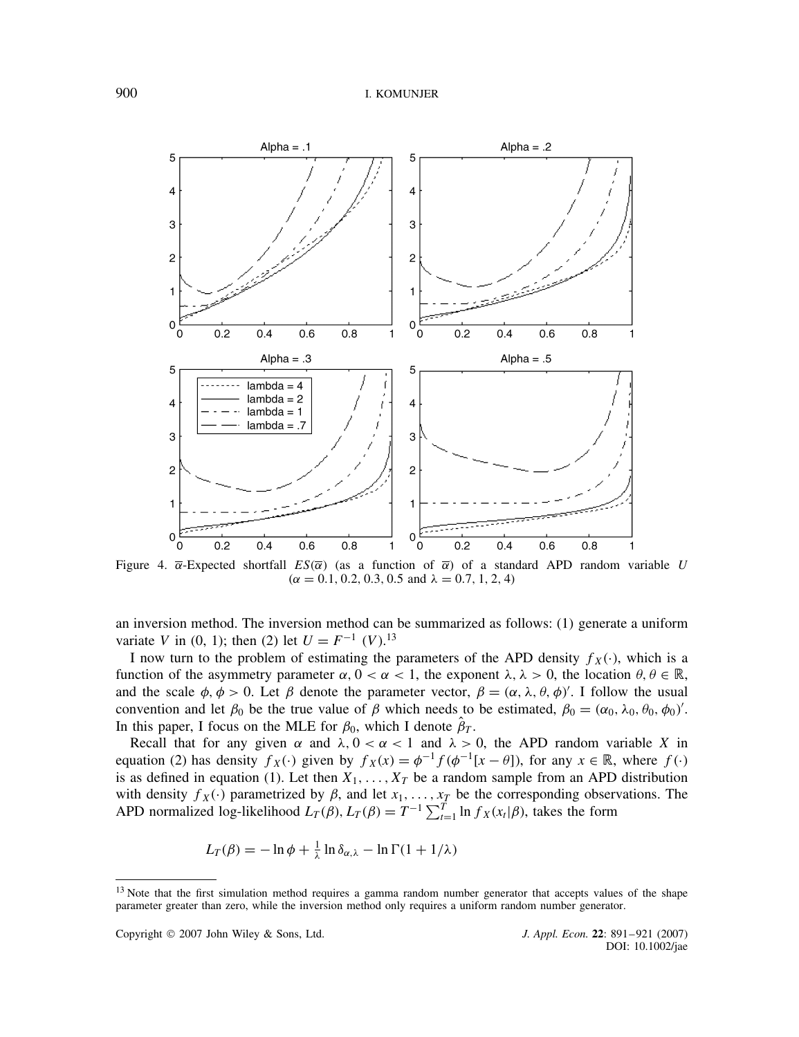Figure 4. $\overline{\alpha}$-Expected shortfall $ES(\overline{\alpha})$ (as a function of $\overline{\alpha}$) of a standard APD random variable $U$ ($\alpha = 0.1, 0.2, 0.3, 0.5$ and $\lambda = 0.7, 1, 2, 4$)

an inversion method. The inversion method can be summarized as follows: (1) generate a uniform variate $V$ in (0, 1); then (2) let $U = F^{-1}\ (V)$.[13]

I now turn to the problem of estimating the parameters of the APD density $f_X(\cdot)$, which is a function of the asymmetry parameter $\alpha$, $0 < \alpha < 1$, the exponent $\lambda$, $\lambda > 0$, the location $\theta$, $\theta \in \mathbb{R}$, and the scale $\phi$, $\phi > 0$. Let $\beta$ denote the parameter vector, $\beta = (\alpha, \lambda, \theta, \phi)'$. I follow the usual convention and let $\beta_0$ be the true value of $\beta$ which needs to be estimated, $\beta_0 = (\alpha_0, \lambda_0, \theta_0, \phi_0)'$. In this paper, I focus on the MLE for $\beta_0$, which I denote $\hat{\beta}_T$.

Recall that for any given $\alpha$ and $\lambda$, $0 < \alpha < 1$ and $\lambda > 0$, the APD random variable $X$ in equation (2) has density $f_X(\cdot)$ given by $f_X(x) = \phi^{-1} f(\phi^{-1}[x - \theta])$, for any $x \in \mathbb{R}$, where $f(\cdot)$ is as defined in equation (1). Let then $X_1, \ldots, X_T$ be a random sample from an APD distribution with density $f_X(\cdot)$ parametrized by $\beta$, and let $x_1, \ldots, x_T$ be the corresponding observations. The APD normalized log-likelihood $L_T(\beta)$, $L_T(\beta) = T^{-1} \sum_{t=1}^{T} \ln f_X(x_t|\beta)$, takes the form

$$L_T(\beta) = -\ln \phi + \tfrac{1}{\lambda} \ln \delta_{\alpha,\lambda} - \ln \Gamma(1 + 1/\lambda)$$

[13] Note that the first simulation method requires a gamma random number generator that accepts values of the shape parameter greater than zero, while the inversion method only requires a uniform random number generator.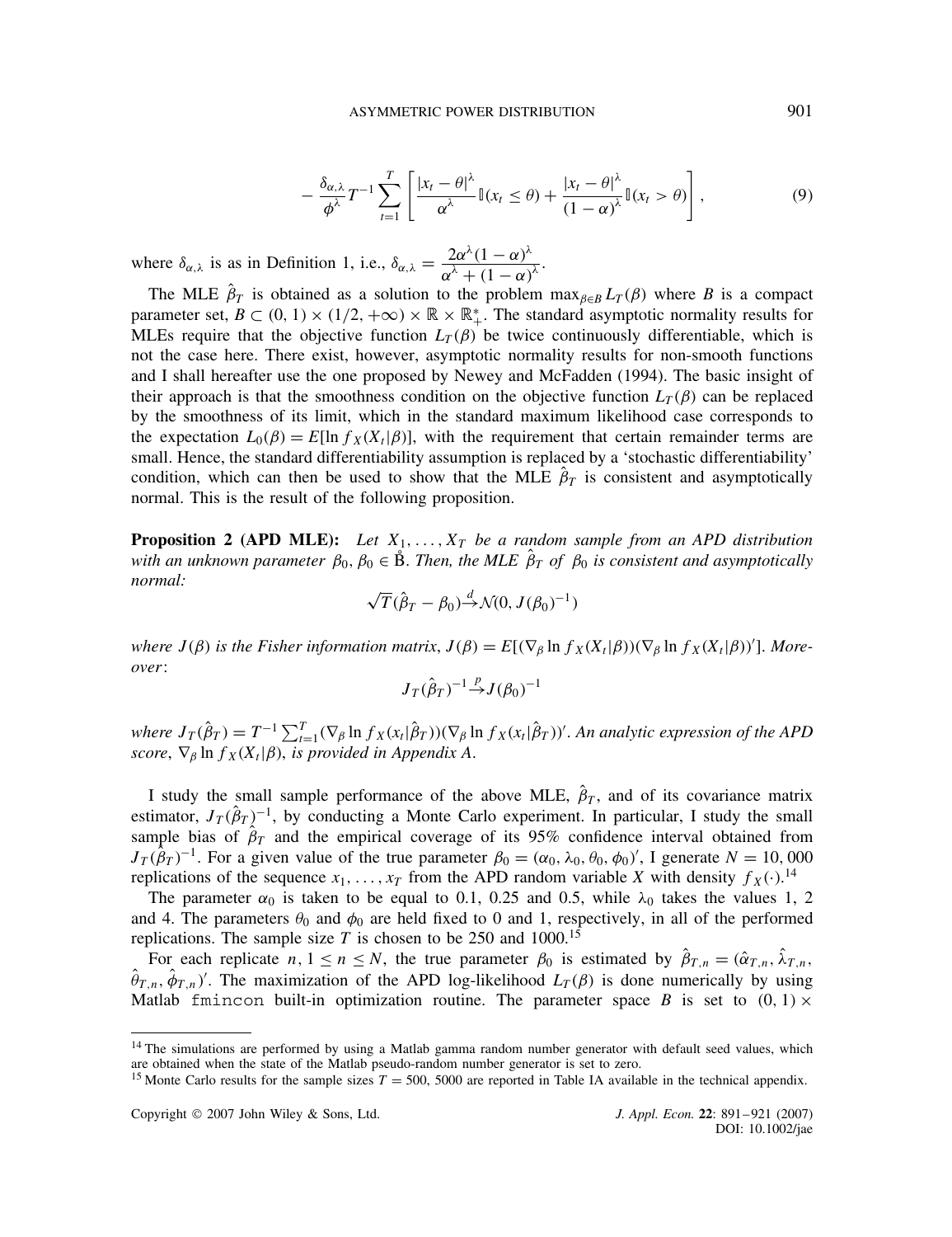$$- \frac{\delta_{\alpha,\lambda}}{\phi^{\lambda}} T^{-1} \sum_{t=1}^{T} \left[ \frac{|x_t - \theta|^{\lambda}}{\alpha^{\lambda}} \mathbb{I}(x_t \leq \theta) + \frac{|x_t - \theta|^{\lambda}}{(1-\alpha)^{\lambda}} \mathbb{I}(x_t > \theta) \right], \tag{9}$$

where $\delta_{\alpha,\lambda}$ is as in Definition 1, i.e., $\delta_{\alpha,\lambda} = \dfrac{2\alpha^{\lambda}(1-\alpha)^{\lambda}}{\alpha^{\lambda} + (1-\alpha)^{\lambda}}$.

The MLE $\hat{\beta}_T$ is obtained as a solution to the problem $\max_{\beta \in B} L_T(\beta)$ where $B$ is a compact parameter set, $B \subset (0,1) \times (1/2, +\infty) \times \mathbb{R} \times \mathbb{R}_+^*$. The standard asymptotic normality results for MLEs require that the objective function $L_T(\beta)$ be twice continuously differentiable, which is not the case here. There exist, however, asymptotic normality results for non-smooth functions and I shall hereafter use the one proposed by Newey and McFadden (1994). The basic insight of their approach is that the smoothness condition on the objective function $L_T(\beta)$ can be replaced by the smoothness of its limit, which in the standard maximum likelihood case corresponds to the expectation $L_0(\beta) = E[\ln f_X(X_t|\beta)]$, with the requirement that certain remainder terms are small. Hence, the standard differentiability assumption is replaced by a 'stochastic differentiability' condition, which can then be used to show that the MLE $\hat{\beta}_T$ is consistent and asymptotically normal. This is the result of the following proposition.

**Proposition 2 (APD MLE):** *Let $X_1, \ldots, X_T$ be a random sample from an APD distribution with an unknown parameter $\beta_0$, $\beta_0 \in \mathring{B}$. Then, the MLE $\hat{\beta}_T$ of $\beta_0$ is consistent and asymptotically normal:*

$$\sqrt{T}(\hat{\beta}_T - \beta_0) \xrightarrow{d} \mathcal{N}(0, J(\beta_0)^{-1})$$

*where $J(\beta)$ is the Fisher information matrix, $J(\beta) = E[(\nabla_\beta \ln f_X(X_t|\beta))(\nabla_\beta \ln f_X(X_t|\beta))']$. Moreover:*

$$J_T(\hat{\beta}_T)^{-1} \xrightarrow{p} J(\beta_0)^{-1}$$

*where $J_T(\hat{\beta}_T) = T^{-1} \sum_{t=1}^{T} (\nabla_\beta \ln f_X(x_t|\hat{\beta}_T))(\nabla_\beta \ln f_X(x_t|\hat{\beta}_T))'$. An analytic expression of the APD score, $\nabla_\beta \ln f_X(X_t|\beta)$, is provided in Appendix A.*

I study the small sample performance of the above MLE, $\hat{\beta}_T$, and of its covariance matrix estimator, $J_T(\hat{\beta}_T)^{-1}$, by conducting a Monte Carlo experiment. In particular, I study the small sample bias of $\hat{\beta}_T$ and the empirical coverage of its 95% confidence interval obtained from $J_T(\hat{\beta}_T)^{-1}$. For a given value of the true parameter $\beta_0 = (\alpha_0, \lambda_0, \theta_0, \phi_0)'$, I generate $N = 10,000$ replications of the sequence $x_1, \ldots, x_T$ from the APD random variable $X$ with density $f_X(\cdot)$.[14]

The parameter $\alpha_0$ is taken to be equal to 0.1, 0.25 and 0.5, while $\lambda_0$ takes the values 1, 2 and 4. The parameters $\theta_0$ and $\phi_0$ are held fixed to 0 and 1, respectively, in all of the performed replications. The sample size $T$ is chosen to be 250 and 1000.[15]

For each replicate $n$, $1 \leq n \leq N$, the true parameter $\beta_0$ is estimated by $\hat{\beta}_{T,n} = (\hat{\alpha}_{T,n}, \hat{\lambda}_{T,n}, \hat{\theta}_{T,n}, \hat{\phi}_{T,n})'$. The maximization of the APD log-likelihood $L_T(\beta)$ is done numerically by using Matlab `fmincon` built-in optimization routine. The parameter space $B$ is set to $(0,1) \times$

[14] The simulations are performed by using a Matlab gamma random number generator with default seed values, which are obtained when the state of the Matlab pseudo-random number generator is set to zero.

[15] Monte Carlo results for the sample sizes $T = 500$, $5000$ are reported in Table IA available in the technical appendix.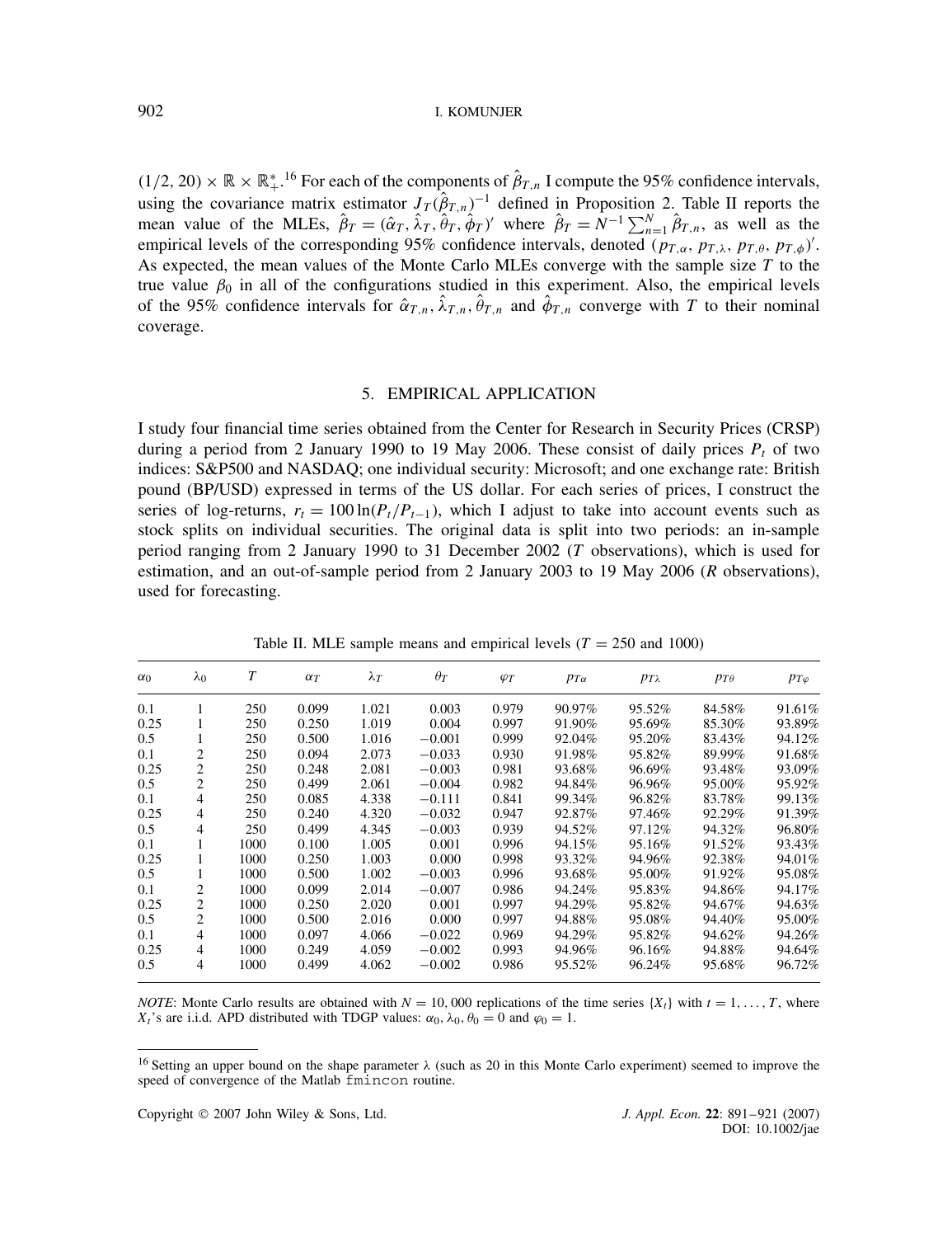$(1/2, 20) \times \mathbb{R} \times \mathbb{R}_+^*$.[16] For each of the components of $\hat{\beta}_{T,n}$ I compute the 95% confidence intervals, using the covariance matrix estimator $J_T(\hat{\beta}_{T,n})^{-1}$ defined in Proposition 2. Table II reports the mean value of the MLEs, $\hat{\beta}_T = (\hat{\alpha}_T, \hat{\lambda}_T, \hat{\theta}_T, \hat{\phi}_T)'$ where $\hat{\beta}_T = N^{-1} \sum_{n=1}^{N} \hat{\beta}_{T,n}$, as well as the empirical levels of the corresponding 95% confidence intervals, denoted $(p_{T,\alpha}, p_{T,\lambda}, p_{T,\theta}, p_{T,\phi})'$. As expected, the mean values of the Monte Carlo MLEs converge with the sample size $T$ to the true value $\beta_0$ in all of the configurations studied in this experiment. Also, the empirical levels of the 95% confidence intervals for $\hat{\alpha}_{T,n}, \hat{\lambda}_{T,n}, \hat{\theta}_{T,n}$ and $\hat{\phi}_{T,n}$ converge with $T$ to their nominal coverage.

## 5. EMPIRICAL APPLICATION

I study four financial time series obtained from the Center for Research in Security Prices (CRSP) during a period from 2 January 1990 to 19 May 2006. These consist of daily prices $P_t$ of two indices: S&P500 and NASDAQ; one individual security: Microsoft; and one exchange rate: British pound (BP/USD) expressed in terms of the US dollar. For each series of prices, I construct the series of log-returns, $r_t = 100 \ln(P_t/P_{t-1})$, which I adjust to take into account events such as stock splits on individual securities. The original data is split into two periods: an in-sample period ranging from 2 January 1990 to 31 December 2002 ($T$ observations), which is used for estimation, and an out-of-sample period from 2 January 2003 to 19 May 2006 ($R$ observations), used for forecasting.

Table II. MLE sample means and empirical levels ($T = 250$ and 1000)

| $\alpha_0$ | $\lambda_0$ | $T$ | $\alpha_T$ | $\lambda_T$ | $\theta_T$ | $\varphi_T$ | $p_{T\alpha}$ | $p_{T\lambda}$ | $p_{T\theta}$ | $p_{T\varphi}$ |
|---|---|---|---|---|---|---|---|---|---|---|
| 0.1 | 1 | 250 | 0.099 | 1.021 | 0.003 | 0.979 | 90.97% | 95.52% | 84.58% | 91.61% |
| 0.25 | 1 | 250 | 0.250 | 1.019 | 0.004 | 0.997 | 91.90% | 95.69% | 85.30% | 93.89% |
| 0.5 | 1 | 250 | 0.500 | 1.016 | −0.001 | 0.999 | 92.04% | 95.20% | 83.43% | 94.12% |
| 0.1 | 2 | 250 | 0.094 | 2.073 | −0.033 | 0.930 | 91.98% | 95.82% | 89.99% | 91.68% |
| 0.25 | 2 | 250 | 0.248 | 2.081 | −0.003 | 0.981 | 93.68% | 96.69% | 93.48% | 93.09% |
| 0.5 | 2 | 250 | 0.499 | 2.061 | −0.004 | 0.982 | 94.84% | 96.96% | 95.00% | 95.92% |
| 0.1 | 4 | 250 | 0.085 | 4.338 | −0.111 | 0.841 | 99.34% | 96.82% | 83.78% | 99.13% |
| 0.25 | 4 | 250 | 0.240 | 4.320 | −0.032 | 0.947 | 92.87% | 97.46% | 92.29% | 91.39% |
| 0.5 | 4 | 250 | 0.499 | 4.345 | −0.003 | 0.939 | 94.52% | 97.12% | 94.32% | 96.80% |
| 0.1 | 1 | 1000 | 0.100 | 1.005 | 0.001 | 0.996 | 94.15% | 95.16% | 91.52% | 93.43% |
| 0.25 | 1 | 1000 | 0.250 | 1.003 | 0.000 | 0.998 | 93.32% | 94.96% | 92.38% | 94.01% |
| 0.5 | 1 | 1000 | 0.500 | 1.002 | −0.003 | 0.996 | 93.68% | 95.00% | 91.92% | 95.08% |
| 0.1 | 2 | 1000 | 0.099 | 2.014 | −0.007 | 0.986 | 94.24% | 95.83% | 94.86% | 94.17% |
| 0.25 | 2 | 1000 | 0.250 | 2.020 | 0.001 | 0.997 | 94.29% | 95.82% | 94.67% | 94.63% |
| 0.5 | 2 | 1000 | 0.500 | 2.016 | 0.000 | 0.997 | 94.88% | 95.08% | 94.40% | 95.00% |
| 0.1 | 4 | 1000 | 0.097 | 4.066 | −0.022 | 0.969 | 94.29% | 95.82% | 94.62% | 94.26% |
| 0.25 | 4 | 1000 | 0.249 | 4.059 | −0.002 | 0.993 | 94.96% | 96.16% | 94.88% | 94.64% |
| 0.5 | 4 | 1000 | 0.499 | 4.062 | −0.002 | 0.986 | 95.52% | 96.24% | 95.68% | 96.72% |

*NOTE*: Monte Carlo results are obtained with $N = 10,000$ replications of the time series $\{X_t\}$ with $t = 1, \ldots, T$, where $X_t$'s are i.i.d. APD distributed with TDGP values: $\alpha_0, \lambda_0, \theta_0 = 0$ and $\varphi_0 = 1$.

[16] Setting an upper bound on the shape parameter $\lambda$ (such as 20 in this Monte Carlo experiment) seemed to improve the speed of convergence of the Matlab `fmincon` routine.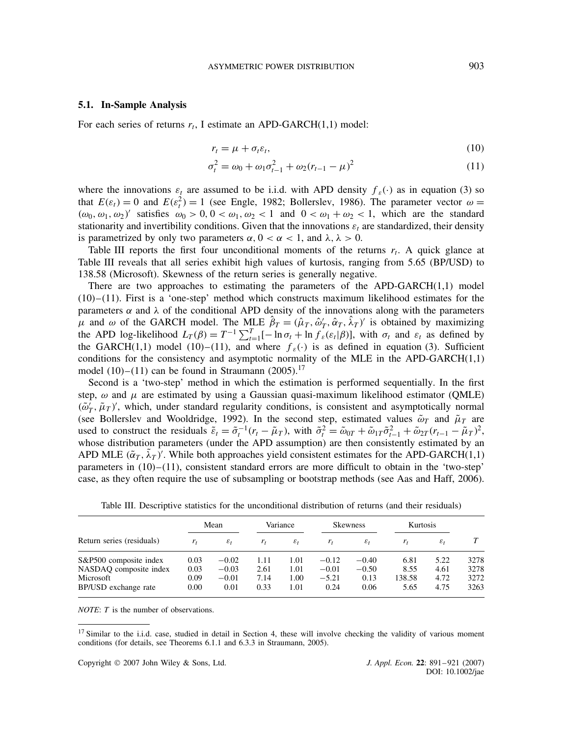### 5.1. In-Sample Analysis

For each series of returns $r_t$, I estimate an APD-GARCH(1,1) model:

$$r_t = \mu + \sigma_t \varepsilon_t, \tag{10}$$

$$\sigma_t^2 = \omega_0 + \omega_1 \sigma_{t-1}^2 + \omega_2 (r_{t-1} - \mu)^2 \tag{11}$$

where the innovations $\varepsilon_t$ are assumed to be i.i.d. with APD density $f_\varepsilon(\cdot)$ as in equation (3) so that $E(\varepsilon_t) = 0$ and $E(\varepsilon_t^2) = 1$ (see Engle, 1982; Bollerslev, 1986). The parameter vector $\omega = (\omega_0, \omega_1, \omega_2)'$ satisfies $\omega_0 > 0$, $0 < \omega_1, \omega_2 < 1$ and $0 < \omega_1 + \omega_2 < 1$, which are the standard stationarity and invertibility conditions. Given that the innovations $\varepsilon_t$ are standardized, their density is parametrized by only two parameters $\alpha$, $0 < \alpha < 1$, and $\lambda, \lambda > 0$.

Table III reports the first four unconditional moments of the returns $r_t$. A quick glance at Table III reveals that all series exhibit high values of kurtosis, ranging from 5.65 (BP/USD) to 138.58 (Microsoft). Skewness of the return series is generally negative.

There are two approaches to estimating the parameters of the APD-GARCH(1,1) model (10)–(11). First is a 'one-step' method which constructs maximum likelihood estimates for the parameters $\alpha$ and $\lambda$ of the conditional APD density of the innovations along with the parameters $\mu$ and $\omega$ of the GARCH model. The MLE $\hat{\beta}_T = (\hat{\mu}_T, \hat{\omega}'_T, \hat{\alpha}_T, \hat{\lambda}_T)'$ is obtained by maximizing the APD log-likelihood $L_T(\beta) = T^{-1} \sum_{t=1}^{T} [-\ln \sigma_t + \ln f_\varepsilon(\varepsilon_t | \beta)]$, with $\sigma_t$ and $\varepsilon_t$ as defined by the GARCH(1,1) model (10)–(11), and where $f_\varepsilon(\cdot)$ is as defined in equation (3). Sufficient conditions for the consistency and asymptotic normality of the MLE in the APD-GARCH(1,1) model (10)–(11) can be found in Straumann (2005).[17]

Second is a 'two-step' method in which the estimation is performed sequentially. In the first step, $\omega$ and $\mu$ are estimated by using a Gaussian quasi-maximum likelihood estimator (QMLE) $(\tilde{\omega}'_T, \tilde{\mu}_T)'$, which, under standard regularity conditions, is consistent and asymptotically normal (see Bollerslev and Wooldridge, 1992). In the second step, estimated values $\tilde{\omega}_T$ and $\tilde{\mu}_T$ are used to construct the residuals $\tilde{\varepsilon}_t = \tilde{\sigma}_t^{-1}(r_t - \tilde{\mu}_T)$, with $\tilde{\sigma}_t^2 = \tilde{\omega}_{0T} + \tilde{\omega}_{1T}\tilde{\sigma}_{t-1}^2 + \tilde{\omega}_{2T}(r_{t-1} - \tilde{\mu}_T)^2$, whose distribution parameters (under the APD assumption) are then consistently estimated by an APD MLE $(\tilde{\alpha}_T, \tilde{\lambda}_T)'$. While both approaches yield consistent estimates for the APD-GARCH(1,1) parameters in (10)–(11), consistent standard errors are more difficult to obtain in the 'two-step' case, as they often require the use of subsampling or bootstrap methods (see Aas and Haff, 2006).

Table III. Descriptive statistics for the unconditional distribution of returns (and their residuals)

| | Mean | | Variance | | Skewness | | Kurtosis | | |
|---|---|---|---|---|---|---|---|---|---|
| Return series (residuals) | $r_t$ | $\varepsilon_t$ | $r_t$ | $\varepsilon_t$ | $r_t$ | $\varepsilon_t$ | $r_t$ | $\varepsilon_t$ | $T$ |
| S&P500 composite index | 0.03 | −0.02 | 1.11 | 1.01 | −0.12 | −0.40 | 6.81 | 5.22 | 3278 |
| NASDAQ composite index | 0.03 | −0.03 | 2.61 | 1.01 | −0.01 | −0.50 | 8.55 | 4.61 | 3278 |
| Microsoft | 0.09 | −0.01 | 7.14 | 1.00 | −5.21 | 0.13 | 138.58 | 4.72 | 3272 |
| BP/USD exchange rate | 0.00 | 0.01 | 0.33 | 1.01 | 0.24 | 0.06 | 5.65 | 4.75 | 3263 |

*NOTE*: $T$ is the number of observations.

[17] Similar to the i.i.d. case, studied in detail in Section 4, these will involve checking the validity of various moment conditions (for details, see Theorems 6.1.1 and 6.3.3 in Straumann, 2005).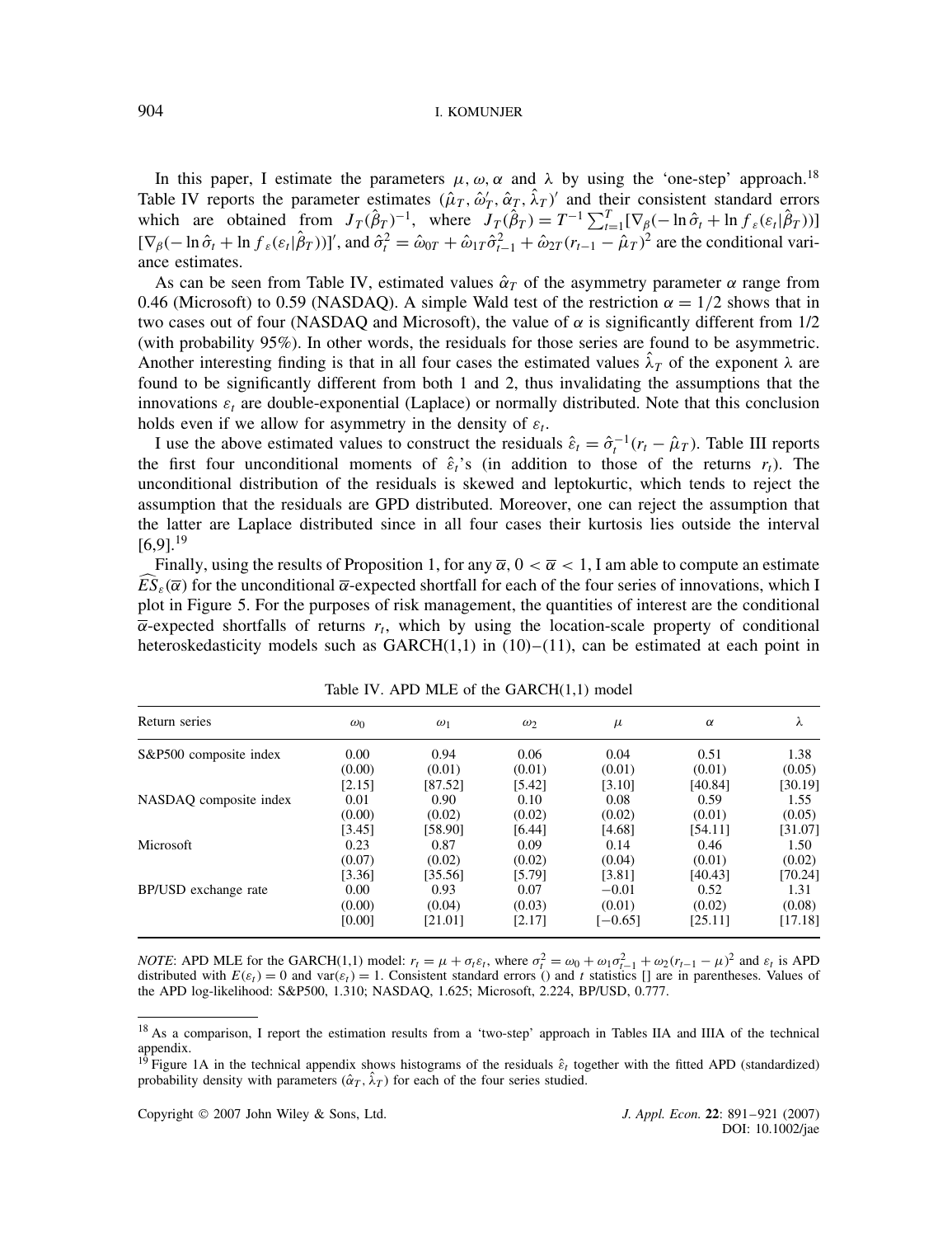In this paper, I estimate the parameters $\mu, \omega, \alpha$ and $\lambda$ by using the 'one-step' approach.[18] Table IV reports the parameter estimates $(\hat{\mu}_T, \hat{\omega}'_T, \hat{\alpha}_T, \hat{\lambda}_T)'$ and their consistent standard errors which are obtained from $J_T(\hat{\beta}_T)^{-1}$, where $J_T(\hat{\beta}_T) = T^{-1}\sum_{t=1}^{T}[\nabla_\beta(-\ln\hat{\sigma}_t + \ln f_\varepsilon(\varepsilon_t|\hat{\beta}_T))][\nabla_\beta(-\ln\hat{\sigma}_t + \ln f_\varepsilon(\varepsilon_t|\hat{\beta}_T))]'$, and $\hat{\sigma}_t^2 = \hat{\omega}_{0T} + \hat{\omega}_{1T}\hat{\sigma}_{t-1}^2 + \hat{\omega}_{2T}(r_{t-1} - \hat{\mu}_T)^2$ are the conditional variance estimates.

As can be seen from Table IV, estimated values $\hat{\alpha}_T$ of the asymmetry parameter $\alpha$ range from 0.46 (Microsoft) to 0.59 (NASDAQ). A simple Wald test of the restriction $\alpha = 1/2$ shows that in two cases out of four (NASDAQ and Microsoft), the value of $\alpha$ is significantly different from 1/2 (with probability 95%). In other words, the residuals for those series are found to be asymmetric. Another interesting finding is that in all four cases the estimated values $\hat{\lambda}_T$ of the exponent $\lambda$ are found to be significantly different from both 1 and 2, thus invalidating the assumptions that the innovations $\varepsilon_t$ are double-exponential (Laplace) or normally distributed. Note that this conclusion holds even if we allow for asymmetry in the density of $\varepsilon_t$.

I use the above estimated values to construct the residuals $\hat{\varepsilon}_t = \hat{\sigma}_t^{-1}(r_t - \hat{\mu}_T)$. Table III reports the first four unconditional moments of $\hat{\varepsilon}_t$'s (in addition to those of the returns $r_t$). The unconditional distribution of the residuals is skewed and leptokurtic, which tends to reject the assumption that the residuals are GPD distributed. Moreover, one can reject the assumption that the latter are Laplace distributed since in all four cases their kurtosis lies outside the interval [6,9].[19]

Finally, using the results of Proposition 1, for any $\overline{\alpha}$, $0 < \overline{\alpha} < 1$, I am able to compute an estimate $\widehat{ES}_\varepsilon(\overline{\alpha})$ for the unconditional $\overline{\alpha}$-expected shortfall for each of the four series of innovations, which I plot in Figure 5. For the purposes of risk management, the quantities of interest are the conditional $\overline{\alpha}$-expected shortfalls of returns $r_t$, which by using the location-scale property of conditional heteroskedasticity models such as GARCH(1,1) in (10)–(11), can be estimated at each point in

Table IV. APD MLE of the GARCH(1,1) model

| Return series | $\omega_0$ | $\omega_1$ | $\omega_2$ | $\mu$ | $\alpha$ | $\lambda$ |
|---|---|---|---|---|---|---|
| S&P500 composite index | 0.00 | 0.94 | 0.06 | 0.04 | 0.51 | 1.38 |
| | (0.00) | (0.01) | (0.01) | (0.01) | (0.01) | (0.05) |
| | [2.15] | [87.52] | [5.42] | [3.10] | [40.84] | [30.19] |
| NASDAQ composite index | 0.01 | 0.90 | 0.10 | 0.08 | 0.59 | 1.55 |
| | (0.00) | (0.02) | (0.02) | (0.02) | (0.01) | (0.05) |
| | [3.45] | [58.90] | [6.44] | [4.68] | [54.11] | [31.07] |
| Microsoft | 0.23 | 0.87 | 0.09 | 0.14 | 0.46 | 1.50 |
| | (0.07) | (0.02) | (0.02) | (0.04) | (0.01) | (0.02) |
| | [3.36] | [35.56] | [5.79] | [3.81] | [40.43] | [70.24] |
| BP/USD exchange rate | 0.00 | 0.93 | 0.07 | −0.01 | 0.52 | 1.31 |
| | (0.00) | (0.04) | (0.03) | (0.01) | (0.02) | (0.08) |
| | [0.00] | [21.01] | [2.17] | [−0.65] | [25.11] | [17.18] |

*NOTE*: APD MLE for the GARCH(1,1) model: $r_t = \mu + \sigma_t\varepsilon_t$, where $\sigma_t^2 = \omega_0 + \omega_1\sigma_{t-1}^2 + \omega_2(r_{t-1} - \mu)^2$ and $\varepsilon_t$ is APD distributed with $E(\varepsilon_t) = 0$ and $\text{var}(\varepsilon_t) = 1$. Consistent standard errors () and $t$ statistics [] are in parentheses. Values of the APD log-likelihood: S&P500, 1.310; NASDAQ, 1.625; Microsoft, 2.224, BP/USD, 0.777.

[18] As a comparison, I report the estimation results from a 'two-step' approach in Tables IIA and IIIA of the technical appendix.

[19] Figure 1A in the technical appendix shows histograms of the residuals $\hat{\varepsilon}_t$ together with the fitted APD (standardized) probability density with parameters $(\hat{\alpha}_T, \hat{\lambda}_T)$ for each of the four series studied.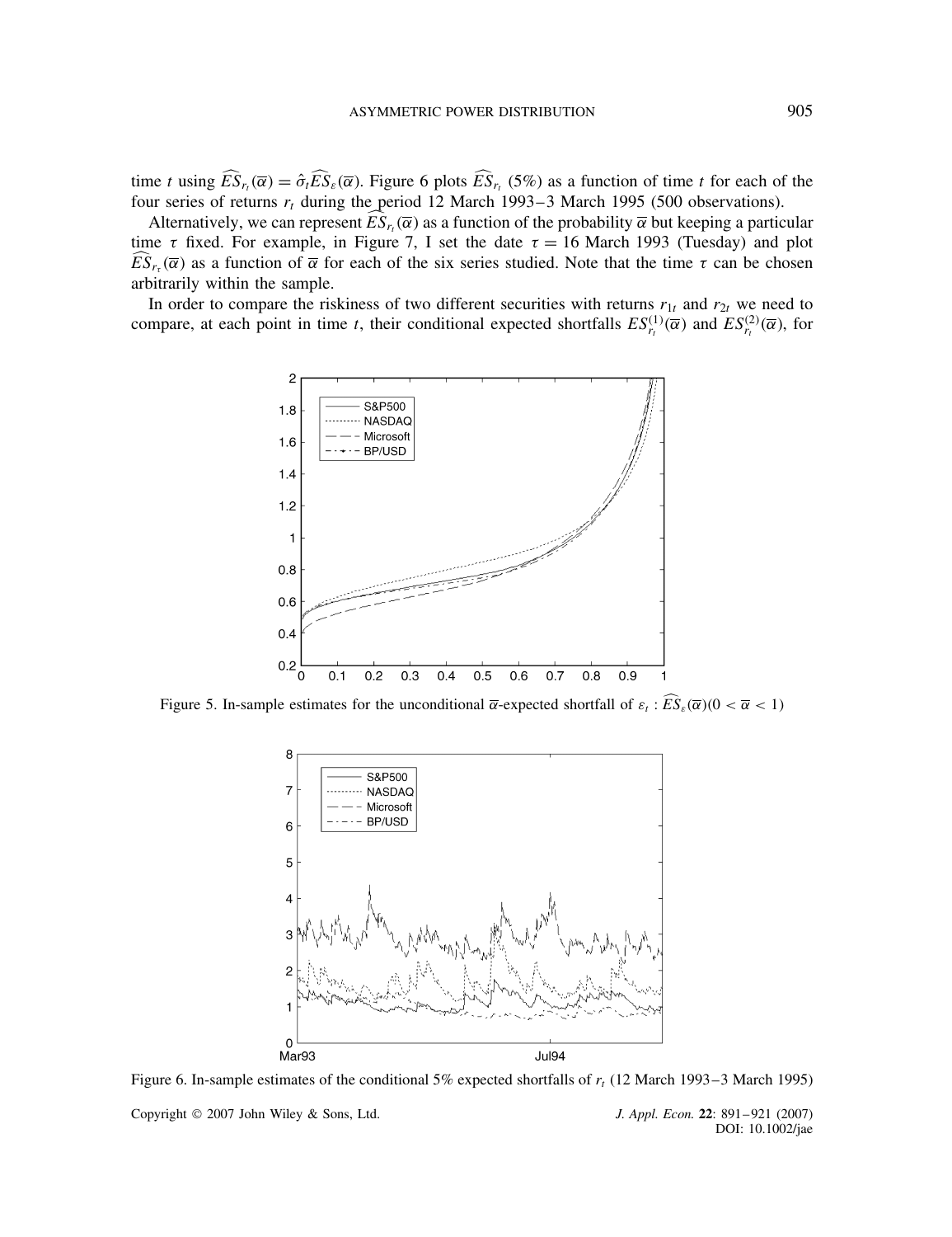time $t$ using $\widehat{ES}_{r_t}(\overline{\alpha}) = \hat{\sigma}_t \widehat{ES}_{\varepsilon}(\overline{\alpha})$. Figure 6 plots $\widehat{ES}_{r_t}$ (5%) as a function of time $t$ for each of the four series of returns $r_t$ during the period 12 March 1993–3 March 1995 (500 observations).

Alternatively, we can represent $\widehat{ES}_{r_t}(\overline{\alpha})$ as a function of the probability $\overline{\alpha}$ but keeping a particular time $\tau$ fixed. For example, in Figure 7, I set the date $\tau$ = 16 March 1993 (Tuesday) and plot $\widehat{ES}_{r_\tau}(\overline{\alpha})$ as a function of $\overline{\alpha}$ for each of the six series studied. Note that the time $\tau$ can be chosen arbitrarily within the sample.

In order to compare the riskiness of two different securities with returns $r_{1t}$ and $r_{2t}$ we need to compare, at each point in time $t$, their conditional expected shortfalls $ES^{(1)}_{r_t}(\overline{\alpha})$ and $ES^{(2)}_{r_t}(\overline{\alpha})$, for

Figure 5. In-sample estimates for the unconditional $\overline{\alpha}$-expected shortfall of $\varepsilon_t$ : $\widehat{ES}_{\varepsilon}(\overline{\alpha}) (0 < \overline{\alpha} < 1)$

Figure 6. In-sample estimates of the conditional 5% expected shortfalls of $r_t$ (12 March 1993–3 March 1995)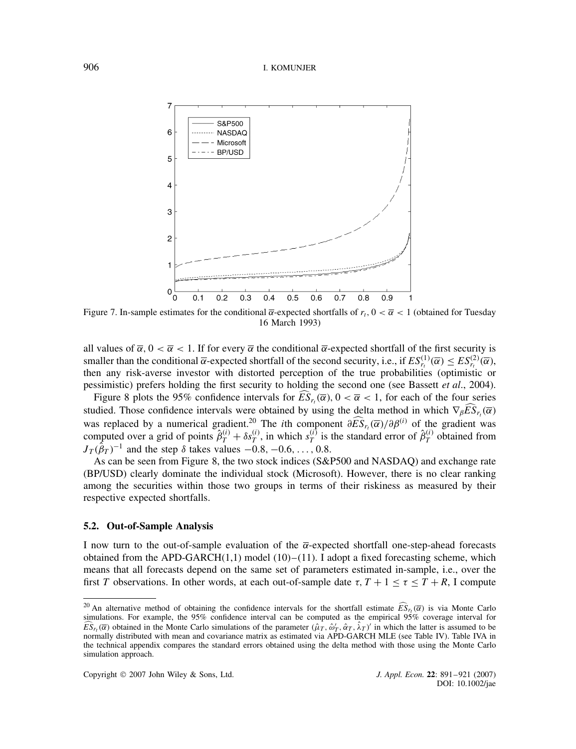Figure 7. In-sample estimates for the conditional $\overline{\alpha}$-expected shortfalls of $r_t$, $0 < \overline{\alpha} < 1$ (obtained for Tuesday 16 March 1993)

all values of $\overline{\alpha}$, $0 < \overline{\alpha} < 1$. If for every $\overline{\alpha}$ the conditional $\overline{\alpha}$-expected shortfall of the first security is smaller than the conditional $\overline{\alpha}$-expected shortfall of the second security, i.e., if $ES^{(1)}_{r_t}(\overline{\alpha}) \leq ES^{(2)}_{r_t}(\overline{\alpha})$, then any risk-averse investor with distorted perception of the true probabilities (optimistic or pessimistic) prefers holding the first security to holding the second one (see Bassett *et al.*, 2004).

Figure 8 plots the 95% confidence intervals for $\widehat{ES}_{r_t}(\overline{\alpha})$, $0 < \overline{\alpha} < 1$, for each of the four series studied. Those confidence intervals were obtained by using the delta method in which $\nabla_\beta \widehat{ES}_{r_t}(\overline{\alpha})$ was replaced by a numerical gradient.[20] The $i$th component $\partial \widehat{ES}_{r_t}(\overline{\alpha})/\partial \beta^{(i)}$ of the gradient was computed over a grid of points $\hat{\beta}^{(i)}_T + \delta s^{(i)}_T$, in which $s^{(i)}_T$ is the standard error of $\hat{\beta}^{(i)}_T$ obtained from $J_T(\hat{\beta}_T)^{-1}$ and the step $\delta$ takes values $-0.8, -0.6, \ldots, 0.8$.

As can be seen from Figure 8, the two stock indices (S&P500 and NASDAQ) and exchange rate (BP/USD) clearly dominate the individual stock (Microsoft). However, there is no clear ranking among the securities within those two groups in terms of their riskiness as measured by their respective expected shortfalls.

### 5.2. Out-of-Sample Analysis

I now turn to the out-of-sample evaluation of the $\overline{\alpha}$-expected shortfall one-step-ahead forecasts obtained from the APD-GARCH(1,1) model (10)–(11). I adopt a fixed forecasting scheme, which means that all forecasts depend on the same set of parameters estimated in-sample, i.e., over the first $T$ observations. In other words, at each out-of-sample date $\tau$, $T + 1 \leq \tau \leq T + R$, I compute

[20] An alternative method of obtaining the confidence intervals for the shortfall estimate $\widehat{ES}_{r_t}(\overline{\alpha})$ is via Monte Carlo simulations. For example, the 95% confidence interval can be computed as the empirical 95% coverage interval for $\widehat{ES}_{r_t}(\overline{\alpha})$ obtained in the Monte Carlo simulations of the parameter $(\hat{\mu}_T, \hat{\omega}'_T, \hat{\alpha}_T, \hat{\lambda}_T)'$ in which the latter is assumed to be normally distributed with mean and covariance matrix as estimated via APD-GARCH MLE (see Table IV). Table IVA in the technical appendix compares the standard errors obtained using the delta method with those using the Monte Carlo simulation approach.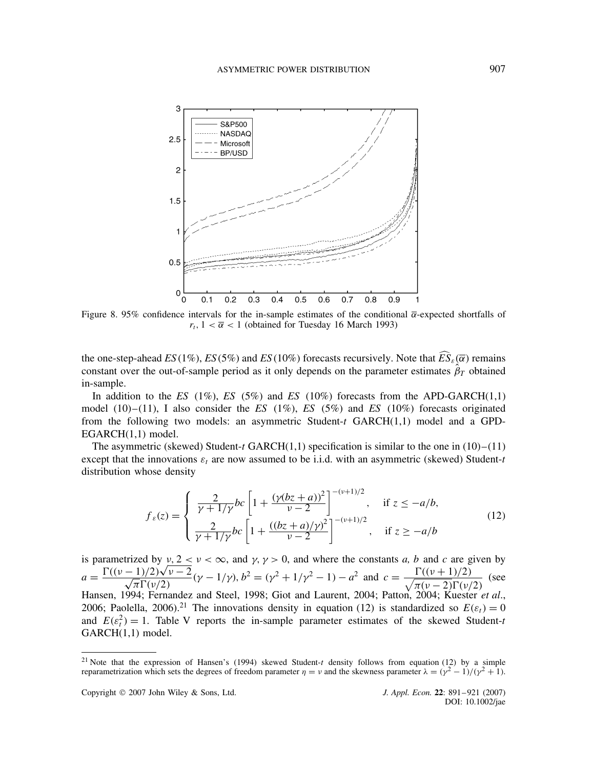Figure 8. 95% confidence intervals for the in-sample estimates of the conditional $\overline{\alpha}$-expected shortfalls of $r_t$, $1 < \overline{\alpha} < 1$ (obtained for Tuesday 16 March 1993)

the one-step-ahead $ES(1\%)$, $ES(5\%)$ and $ES(10\%)$ forecasts recursively. Note that $\widehat{ES}_\varepsilon(\overline{\alpha})$ remains constant over the out-of-sample period as it only depends on the parameter estimates $\hat{\beta}_T$ obtained in-sample.

In addition to the $ES$ (1%), $ES$ (5%) and $ES$ (10%) forecasts from the APD-GARCH(1,1) model (10)–(11), I also consider the $ES$ (1%), $ES$ (5%) and $ES$ (10%) forecasts originated from the following two models: an asymmetric Student-$t$ GARCH(1,1) model and a GPD-EGARCH(1,1) model.

The asymmetric (skewed) Student-$t$ GARCH(1,1) specification is similar to the one in (10)–(11) except that the innovations $\varepsilon_t$ are now assumed to be i.i.d. with an asymmetric (skewed) Student-$t$ distribution whose density

$$f_\varepsilon(z) = \begin{cases} \dfrac{2}{\gamma + 1/\gamma} bc \left[1 + \dfrac{(\gamma(bz + a))^2}{\nu - 2}\right]^{-(\nu+1)/2}, & \text{if } z \leq -a/b, \\ \dfrac{2}{\gamma + 1/\gamma} bc \left[1 + \dfrac{((bz + a)/\gamma)^2}{\nu - 2}\right]^{-(\nu+1)/2}, & \text{if } z \geq -a/b \end{cases} \tag{12}$$

is parametrized by $\nu$, $2 < \nu < \infty$, and $\gamma$, $\gamma > 0$, and where the constants $a$, $b$ and $c$ are given by $a = \dfrac{\Gamma((\nu-1)/2)\sqrt{\nu-2}}{\sqrt{\pi}\Gamma(\nu/2)}(\gamma - 1/\gamma)$, $b^2 = (\gamma^2 + 1/\gamma^2 - 1) - a^2$ and $c = \dfrac{\Gamma((\nu+1)/2)}{\sqrt{\pi(\nu-2)}\Gamma(\nu/2)}$ (see Hansen, 1994; Fernandez and Steel, 1998; Giot and Laurent, 2004; Patton, 2004; Kuester *et al.*, 2006; Paolella, 2006).[21] The innovations density in equation (12) is standardized so $E(\varepsilon_t) = 0$ and $E(\varepsilon_t^2) = 1$. Table V reports the in-sample parameter estimates of the skewed Student-$t$ GARCH(1,1) model.

[21] Note that the expression of Hansen's (1994) skewed Student-$t$ density follows from equation (12) by a simple reparametrization which sets the degrees of freedom parameter $\eta = \nu$ and the skewness parameter $\lambda = (\gamma^2 - 1)/(\gamma^2 + 1)$.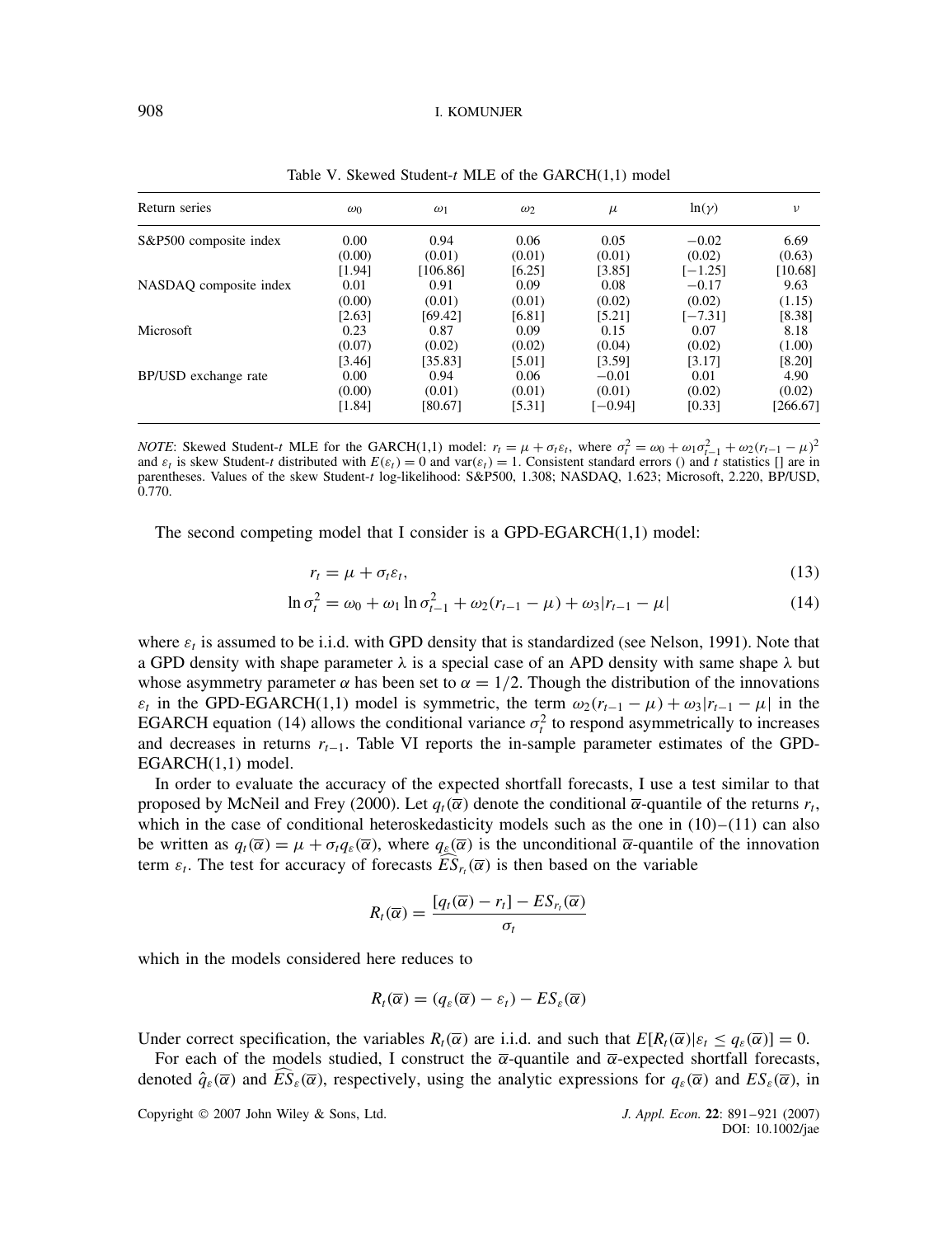Table V. Skewed Student-$t$ MLE of the GARCH(1,1) model

| Return series | $\omega_0$ | $\omega_1$ | $\omega_2$ | $\mu$ | $\ln(\gamma)$ | $\nu$ |
|---|---|---|---|---|---|---|
| S&P500 composite index | 0.00 | 0.94 | 0.06 | 0.05 | −0.02 | 6.69 |
| | (0.00) | (0.01) | (0.01) | (0.01) | (0.02) | (0.63) |
| | [1.94] | [106.86] | [6.25] | [3.85] | [−1.25] | [10.68] |
| NASDAQ composite index | 0.01 | 0.91 | 0.09 | 0.08 | −0.17 | 9.63 |
| | (0.00) | (0.01) | (0.01) | (0.02) | (0.02) | (1.15) |
| | [2.63] | [69.42] | [6.81] | [5.21] | [−7.31] | [8.38] |
| Microsoft | 0.23 | 0.87 | 0.09 | 0.15 | 0.07 | 8.18 |
| | (0.07) | (0.02) | (0.02) | (0.04) | (0.02) | (1.00) |
| | [3.46] | [35.83] | [5.01] | [3.59] | [3.17] | [8.20] |
| BP/USD exchange rate | 0.00 | 0.94 | 0.06 | −0.01 | 0.01 | 4.90 |
| | (0.00) | (0.01) | (0.01) | (0.01) | (0.02) | (0.02) |
| | [1.84] | [80.67] | [5.31] | [−0.94] | [0.33] | [266.67] |

*NOTE*: Skewed Student-$t$ MLE for the GARCH(1,1) model: $r_t = \mu + \sigma_t \varepsilon_t$, where $\sigma_t^2 = \omega_0 + \omega_1 \sigma_{t-1}^2 + \omega_2 (r_{t-1} - \mu)^2$ and $\varepsilon_t$ is skew Student-$t$ distributed with $E(\varepsilon_t) = 0$ and $\text{var}(\varepsilon_t) = 1$. Consistent standard errors () and $t$ statistics [] are in parentheses. Values of the skew Student-$t$ log-likelihood: S&P500, 1.308; NASDAQ, 1.623; Microsoft, 2.220, BP/USD, 0.770.

The second competing model that I consider is a GPD-EGARCH(1,1) model:

$$r_t = \mu + \sigma_t \varepsilon_t, \tag{13}$$

$$\ln \sigma_t^2 = \omega_0 + \omega_1 \ln \sigma_{t-1}^2 + \omega_2 (r_{t-1} - \mu) + \omega_3 |r_{t-1} - \mu| \tag{14}$$

where $\varepsilon_t$ is assumed to be i.i.d. with GPD density that is standardized (see Nelson, 1991). Note that a GPD density with shape parameter $\lambda$ is a special case of an APD density with same shape $\lambda$ but whose asymmetry parameter $\alpha$ has been set to $\alpha = 1/2$. Though the distribution of the innovations $\varepsilon_t$ in the GPD-EGARCH(1,1) model is symmetric, the term $\omega_2(r_{t-1} - \mu) + \omega_3 |r_{t-1} - \mu|$ in the EGARCH equation (14) allows the conditional variance $\sigma_t^2$ to respond asymmetrically to increases and decreases in returns $r_{t-1}$. Table VI reports the in-sample parameter estimates of the GPD-EGARCH(1,1) model.

In order to evaluate the accuracy of the expected shortfall forecasts, I use a test similar to that proposed by McNeil and Frey (2000). Let $q_t(\overline{\alpha})$ denote the conditional $\overline{\alpha}$-quantile of the returns $r_t$, which in the case of conditional heteroskedasticity models such as the one in (10)–(11) can also be written as $q_t(\overline{\alpha}) = \mu + \sigma_t q_\varepsilon(\overline{\alpha})$, where $q_\varepsilon(\overline{\alpha})$ is the unconditional $\overline{\alpha}$-quantile of the innovation term $\varepsilon_t$. The test for accuracy of forecasts $\widehat{ES}_{r_t}(\overline{\alpha})$ is then based on the variable

$$R_t(\overline{\alpha}) = \frac{[q_t(\overline{\alpha}) - r_t] - ES_{r_t}(\overline{\alpha})}{\sigma_t}$$

which in the models considered here reduces to

$$R_t(\overline{\alpha}) = (q_\varepsilon(\overline{\alpha}) - \varepsilon_t) - ES_\varepsilon(\overline{\alpha})$$

Under correct specification, the variables $R_t(\overline{\alpha})$ are i.i.d. and such that $E[R_t(\overline{\alpha}) | \varepsilon_t \leq q_\varepsilon(\overline{\alpha})] = 0$.

For each of the models studied, I construct the $\overline{\alpha}$-quantile and $\overline{\alpha}$-expected shortfall forecasts, denoted $\hat{q}_\varepsilon(\overline{\alpha})$ and $\widehat{ES}_\varepsilon(\overline{\alpha})$, respectively, using the analytic expressions for $q_\varepsilon(\overline{\alpha})$ and $ES_\varepsilon(\overline{\alpha})$, in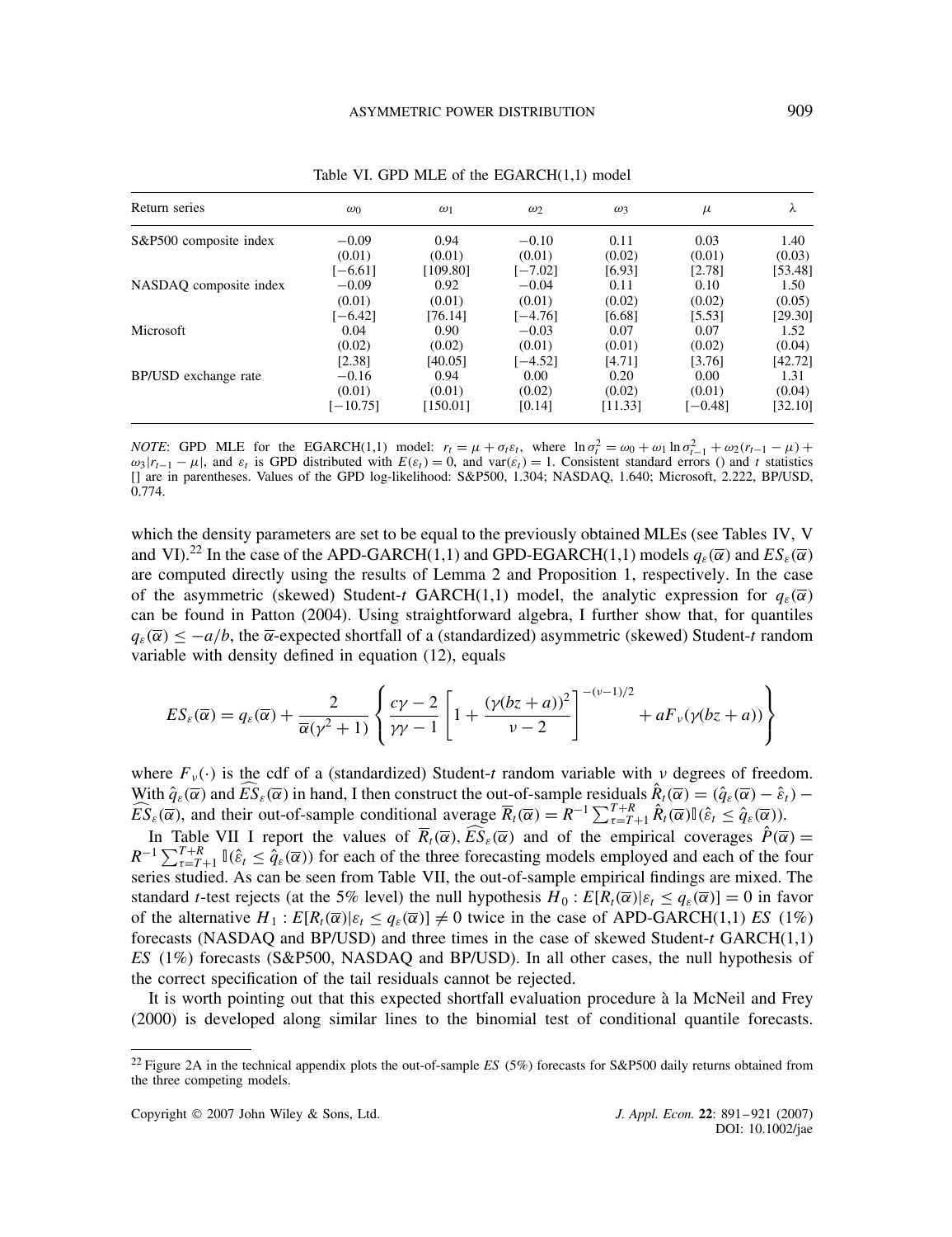Table VI. GPD MLE of the EGARCH(1,1) model

| Return series | $\omega_0$ | $\omega_1$ | $\omega_2$ | $\omega_3$ | $\mu$ | $\lambda$ |
|---|---|---|---|---|---|---|
| S&P500 composite index | −0.09 | 0.94 | −0.10 | 0.11 | 0.03 | 1.40 |
| | (0.01) | (0.01) | (0.01) | (0.02) | (0.01) | (0.03) |
| | [−6.61] | [109.80] | [−7.02] | [6.93] | [2.78] | [53.48] |
| NASDAQ composite index | −0.09 | 0.92 | −0.04 | 0.11 | 0.10 | 1.50 |
| | (0.01) | (0.01) | (0.01) | (0.02) | (0.02) | (0.05) |
| | [−6.42] | [76.14] | [−4.76] | [6.68] | [5.53] | [29.30] |
| Microsoft | 0.04 | 0.90 | −0.03 | 0.07 | 0.07 | 1.52 |
| | (0.02) | (0.02) | (0.01) | (0.01) | (0.02) | (0.04) |
| | [2.38] | [40.05] | [−4.52] | [4.71] | [3.76] | [42.72] |
| BP/USD exchange rate | −0.16 | 0.94 | 0.00 | 0.20 | 0.00 | 1.31 |
| | (0.01) | (0.01) | (0.02) | (0.02) | (0.01) | (0.04) |
| | [−10.75] | [150.01] | [0.14] | [11.33] | [−0.48] | [32.10] |

*NOTE*: GPD MLE for the EGARCH(1,1) model: $r_t = \mu + \sigma_t \varepsilon_t$, where $\ln \sigma_t^2 = \omega_0 + \omega_1 \ln \sigma_{t-1}^2 + \omega_2 (r_{t-1} - \mu) + \omega_3 |r_{t-1} - \mu|$, and $\varepsilon_t$ is GPD distributed with $E(\varepsilon_t) = 0$, and $\text{var}(\varepsilon_t) = 1$. Consistent standard errors () and $t$ statistics [] are in parentheses. Values of the GPD log-likelihood: S&P500, 1.304; NASDAQ, 1.640; Microsoft, 2.222, BP/USD, 0.774.

which the density parameters are set to be equal to the previously obtained MLEs (see Tables IV, V and VI).[22] In the case of the APD-GARCH(1,1) and GPD-EGARCH(1,1) models $q_\varepsilon(\overline{\alpha})$ and $ES_\varepsilon(\overline{\alpha})$ are computed directly using the results of Lemma 2 and Proposition 1, respectively. In the case of the asymmetric (skewed) Student-$t$ GARCH(1,1) model, the analytic expression for $q_\varepsilon(\overline{\alpha})$ can be found in Patton (2004). Using straightforward algebra, I further show that, for quantiles $q_\varepsilon(\overline{\alpha}) \leq -a/b$, the $\overline{\alpha}$-expected shortfall of a (standardized) asymmetric (skewed) Student-$t$ random variable with density defined in equation (12), equals

$$ES_\varepsilon(\overline{\alpha}) = q_\varepsilon(\overline{\alpha}) + \frac{2}{\overline{\alpha}(\gamma^2+1)} \left\{ \frac{c\gamma - 2}{\gamma\gamma - 1} \left[ 1 + \frac{(\gamma(bz+a))^2}{\nu - 2} \right]^{-(\nu-1)/2} + aF_\nu(\gamma(bz+a)) \right\}$$

where $F_\nu(\cdot)$ is the cdf of a (standardized) Student-$t$ random variable with $\nu$ degrees of freedom. With $\hat{q}_\varepsilon(\overline{\alpha})$ and $\widehat{ES}_\varepsilon(\overline{\alpha})$ in hand, I then construct the out-of-sample residuals $\hat{R}_t(\overline{\alpha}) = (\hat{q}_\varepsilon(\overline{\alpha}) - \hat{\varepsilon}_t) - \widehat{ES}_\varepsilon(\overline{\alpha})$, and their out-of-sample conditional average $\overline{R}_t(\overline{\alpha}) = R^{-1} \sum_{\tau=T+1}^{T+R} \hat{R}_t(\overline{\alpha}) \mathbb{I}(\hat{\varepsilon}_t \leq \hat{q}_\varepsilon(\overline{\alpha}))$.

In Table VII I report the values of $\overline{R}_t(\overline{\alpha})$, $\widehat{ES}_\varepsilon(\overline{\alpha})$ and of the empirical coverages $\hat{P}(\overline{\alpha}) = R^{-1} \sum_{\tau=T+1}^{T+R} \mathbb{I}(\hat{\varepsilon}_t \leq \hat{q}_\varepsilon(\overline{\alpha}))$ for each of the three forecasting models employed and each of the four series studied. As can be seen from Table VII, the out-of-sample empirical findings are mixed. The standard $t$-test rejects (at the 5% level) the null hypothesis $H_0: E[R_t(\overline{\alpha})|\varepsilon_t \leq q_\varepsilon(\overline{\alpha})] = 0$ in favor of the alternative $H_1: E[R_t(\overline{\alpha})|\varepsilon_t \leq q_\varepsilon(\overline{\alpha})] \neq 0$ twice in the case of APD-GARCH(1,1) *ES* (1%) forecasts (NASDAQ and BP/USD) and three times in the case of skewed Student-$t$ GARCH(1,1) *ES* (1%) forecasts (S&P500, NASDAQ and BP/USD). In all other cases, the null hypothesis of the correct specification of the tail residuals cannot be rejected.

It is worth pointing out that this expected shortfall evaluation procedure à la McNeil and Frey (2000) is developed along similar lines to the binomial test of conditional quantile forecasts.

[22] Figure 2A in the technical appendix plots the out-of-sample *ES* (5%) forecasts for S&P500 daily returns obtained from the three competing models.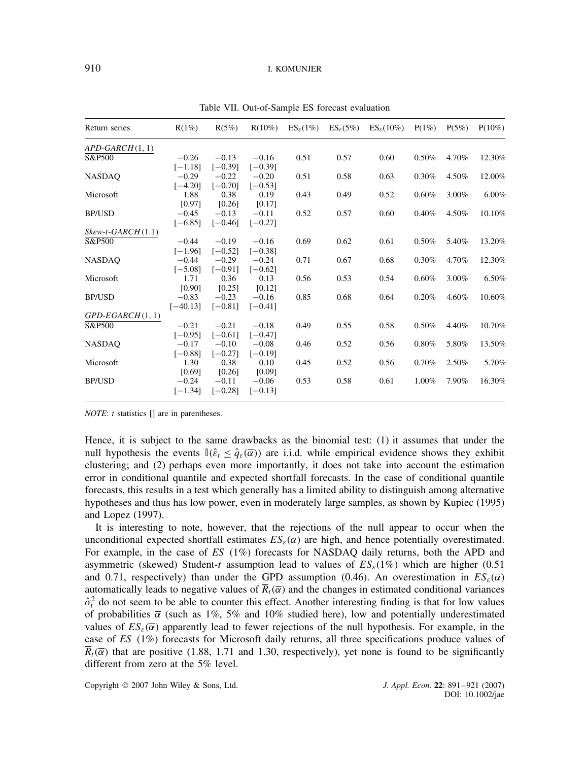Table VII. Out-of-Sample ES forecast evaluation

| Return series | R(1%) | R(5%) | R(10%) | $ES_\varepsilon(1\%)$ | $ES_\varepsilon(5\%)$ | $ES_\varepsilon(10\%)$ | P(1%) | P(5%) | P(10%) |
|---|---|---|---|---|---|---|---|---|---|
| *APD-GARCH*(1, 1) | | | | | | | | | |
| S&P500 | −0.26 | −0.13 | −0.16 | 0.51 | 0.57 | 0.60 | 0.50% | 4.70% | 12.30% |
| | [−1.18] | [−0.39] | [−0.39] | | | | | | |
| NASDAQ | −0.29 | −0.22 | −0.20 | 0.51 | 0.58 | 0.63 | 0.30% | 4.50% | 12.00% |
| | [−4.20] | [−0.70] | [−0.53] | | | | | | |
| Microsoft | 1.88 | 0.38 | 0.19 | 0.43 | 0.49 | 0.52 | 0.60% | 3.00% | 6.00% |
| | [0.97] | [0.26] | [0.17] | | | | | | |
| BP/USD | −0.45 | −0.13 | −0.11 | 0.52 | 0.57 | 0.60 | 0.40% | 4.50% | 10.10% |
| | [−6.85] | [−0.46] | [−0.27] | | | | | | |
| *Skew-t-GARCH*(1.1) | | | | | | | | | |
| S&P500 | −0.44 | −0.19 | −0.16 | 0.69 | 0.62 | 0.61 | 0.50% | 5.40% | 13.20% |
| | [−1.96] | [−0.52] | [−0.38] | | | | | | |
| NASDAQ | −0.44 | −0.29 | −0.24 | 0.71 | 0.67 | 0.68 | 0.30% | 4.70% | 12.30% |
| | [−5.08] | [−0.91] | [−0.62] | | | | | | |
| Microsoft | 1.71 | 0.36 | 0.13 | 0.56 | 0.53 | 0.54 | 0.60% | 3.00% | 6.50% |
| | [0.90] | [0.25] | [0.12] | | | | | | |
| BP/USD | −0.83 | −0.23 | −0.16 | 0.85 | 0.68 | 0.64 | 0.20% | 4.60% | 10.60% |
| | [−40.13] | [−0.81] | [−0.41] | | | | | | |
| *GPD-EGARCH*(1, 1) | | | | | | | | | |
| S&P500 | −0.21 | −0.21 | −0.18 | 0.49 | 0.55 | 0.58 | 0.50% | 4.40% | 10.70% |
| | [−0.95] | [−0.61] | [−0.47] | | | | | | |
| NASDAQ | −0.17 | −0.10 | −0.08 | 0.46 | 0.52 | 0.56 | 0.80% | 5.80% | 13.50% |
| | [−0.88] | [−0.27] | [−0.19] | | | | | | |
| Microsoft | 1.30 | 0.38 | 0.10 | 0.45 | 0.52 | 0.56 | 0.70% | 2.50% | 5.70% |
| | [0.69] | [0.26] | [0.09] | | | | | | |
| BP/USD | −0.24 | −0.11 | −0.06 | 0.53 | 0.58 | 0.61 | 1.00% | 7.90% | 16.30% |
| | [−1.34] | [−0.28] | [−0.13] | | | | | | |

*NOTE*: *t* statistics [] are in parentheses.

Hence, it is subject to the same drawbacks as the binomial test: (1) it assumes that under the null hypothesis the events $\mathbb{I}(\hat{\varepsilon}_t \leq \hat{q}_\varepsilon(\overline{\alpha}))$ are i.i.d. while empirical evidence shows they exhibit clustering; and (2) perhaps even more importantly, it does not take into account the estimation error in conditional quantile and expected shortfall forecasts. In the case of conditional quantile forecasts, this results in a test which generally has a limited ability to distinguish among alternative hypotheses and thus has low power, even in moderately large samples, as shown by Kupiec (1995) and Lopez (1997).

It is interesting to note, however, that the rejections of the null appear to occur when the unconditional expected shortfall estimates $ES_\varepsilon(\overline{\alpha})$ are high, and hence potentially overestimated. For example, in the case of *ES* (1%) forecasts for NASDAQ daily returns, both the APD and asymmetric (skewed) Student-*t* assumption lead to values of $ES_\varepsilon(1\%)$ which are higher (0.51 and 0.71, respectively) than under the GPD assumption (0.46). An overestimation in $ES_\varepsilon(\overline{\alpha})$ automatically leads to negative values of $\overline{R}_t(\overline{\alpha})$ and the changes in estimated conditional variances $\hat{\sigma}_t^2$ do not seem to be able to counter this effect. Another interesting finding is that for low values of probabilities $\overline{\alpha}$ (such as 1%, 5% and 10% studied here), low and potentially underestimated values of $ES_\varepsilon(\overline{\alpha})$ apparently lead to fewer rejections of the null hypothesis. For example, in the case of *ES* (1%) forecasts for Microsoft daily returns, all three specifications produce values of $\overline{R}_t(\overline{\alpha})$ that are positive (1.88, 1.71 and 1.30, respectively), yet none is found to be significantly different from zero at the 5% level.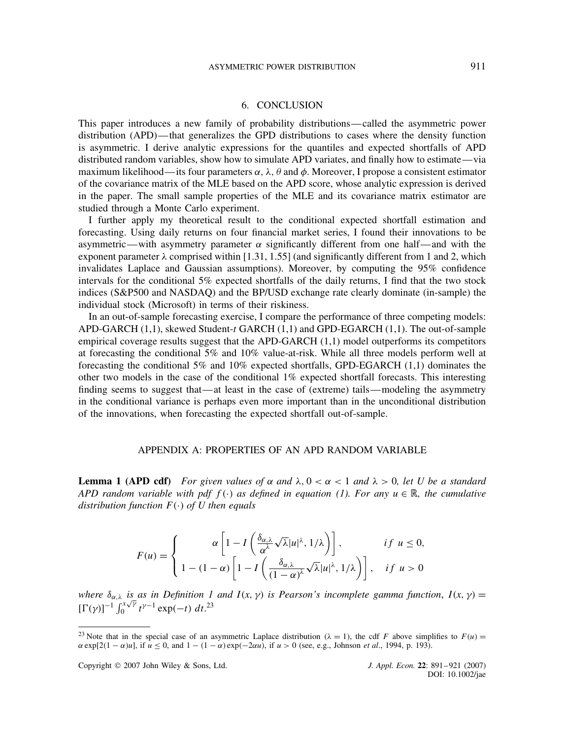## 6. CONCLUSION

This paper introduces a new family of probability distributions—called the asymmetric power distribution (APD)—that generalizes the GPD distributions to cases where the density function is asymmetric. I derive analytic expressions for the quantiles and expected shortfalls of APD distributed random variables, show how to simulate APD variates, and finally how to estimate—via maximum likelihood—its four parameters $\alpha$, $\lambda$, $\theta$ and $\phi$. Moreover, I propose a consistent estimator of the covariance matrix of the MLE based on the APD score, whose analytic expression is derived in the paper. The small sample properties of the MLE and its covariance matrix estimator are studied through a Monte Carlo experiment.

I further apply my theoretical result to the conditional expected shortfall estimation and forecasting. Using daily returns on four financial market series, I found their innovations to be asymmetric—with asymmetry parameter $\alpha$ significantly different from one half—and with the exponent parameter $\lambda$ comprised within [1.31, 1.55] (and significantly different from 1 and 2, which invalidates Laplace and Gaussian assumptions). Moreover, by computing the 95% confidence intervals for the conditional 5% expected shortfalls of the daily returns, I find that the two stock indices (S&P500 and NASDAQ) and the BP/USD exchange rate clearly dominate (in-sample) the individual stock (Microsoft) in terms of their riskiness.

In an out-of-sample forecasting exercise, I compare the performance of three competing models: APD-GARCH (1,1), skewed Student-*t* GARCH (1,1) and GPD-EGARCH (1,1). The out-of-sample empirical coverage results suggest that the APD-GARCH (1,1) model outperforms its competitors at forecasting the conditional 5% and 10% value-at-risk. While all three models perform well at forecasting the conditional 5% and 10% expected shortfalls, GPD-EGARCH (1,1) dominates the other two models in the case of the conditional 1% expected shortfall forecasts. This interesting finding seems to suggest that—at least in the case of (extreme) tails—modeling the asymmetry in the conditional variance is perhaps even more important than in the unconditional distribution of the innovations, when forecasting the expected shortfall out-of-sample.

## APPENDIX A: PROPERTIES OF AN APD RANDOM VARIABLE

**Lemma 1 (APD cdf)** *For given values of $\alpha$ and $\lambda$, $0 < \alpha < 1$ and $\lambda > 0$, let $U$ be a standard APD random variable with pdf $f(\cdot)$ as defined in equation (1). For any $u \in \mathbb{R}$, the cumulative distribution function $F(\cdot)$ of $U$ then equals*

$$F(u) = \begin{cases} \alpha\left[1 - I\left(\dfrac{\delta_{\alpha,\lambda}}{\alpha^{\lambda}}\sqrt{\lambda}|u|^{\lambda}, 1/\lambda\right)\right], & if\ u \leq 0, \\ 1 - (1-\alpha)\left[1 - I\left(\dfrac{\delta_{\alpha,\lambda}}{(1-\alpha)^{\lambda}}\sqrt{\lambda}|u|^{\lambda}, 1/\lambda\right)\right], & if\ u > 0 \end{cases}$$

*where $\delta_{\alpha,\lambda}$ is as in Definition 1 and $I(x, \gamma)$ is Pearson's incomplete gamma function, $I(x,\gamma) = [\Gamma(\gamma)]^{-1}\int_0^{x\sqrt{\gamma}} t^{\gamma-1}\exp(-t)\,dt$.*[23]

[23] Note that in the special case of an asymmetric Laplace distribution ($\lambda = 1$), the cdf $F$ above simplifies to $F(u) = \alpha\exp[2(1-\alpha)u]$, if $u \leq 0$, and $1 - (1-\alpha)\exp(-2\alpha u)$, if $u > 0$ (see, e.g., Johnson *et al*., 1994, p. 193).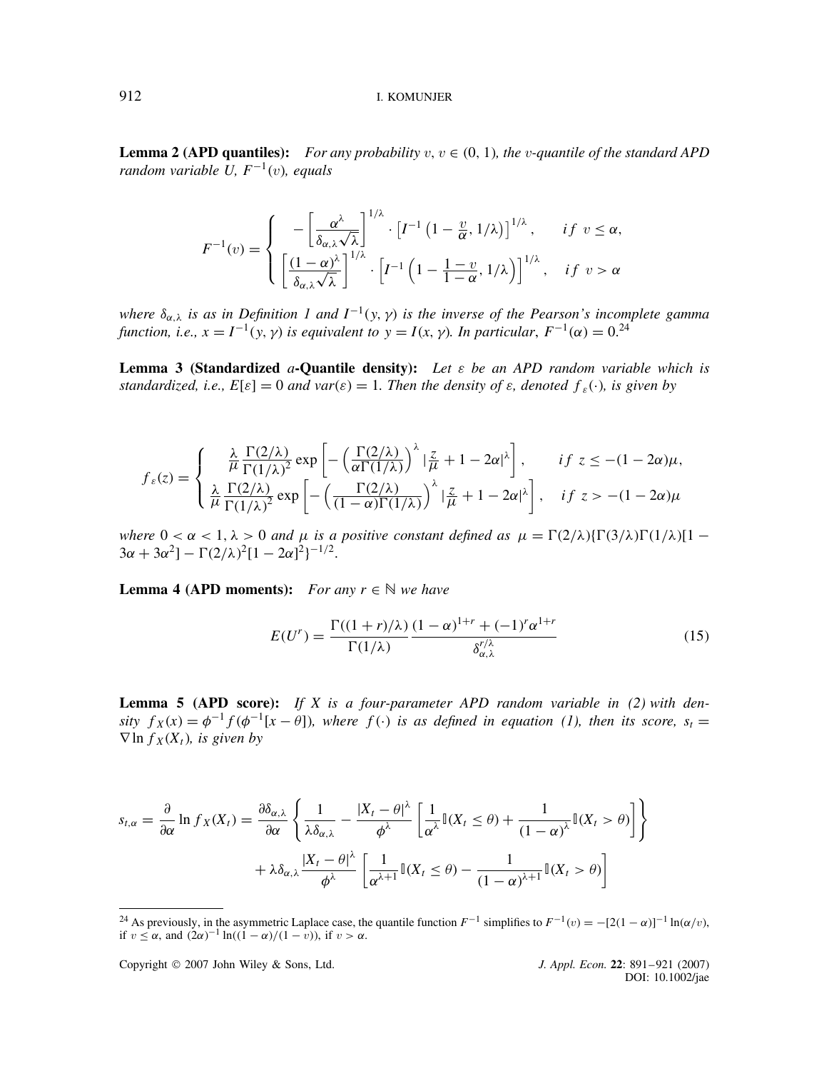**Lemma 2 (APD quantiles):** *For any probability $v$, $v \in (0, 1)$, the $v$-quantile of the standard APD random variable $U$, $F^{-1}(v)$, equals*

$$F^{-1}(v) = \begin{cases} -\left[\dfrac{\alpha^\lambda}{\delta_{\alpha,\lambda}\sqrt{\lambda}}\right]^{1/\lambda} \cdot \left[I^{-1}\left(1 - \dfrac{v}{\alpha}, 1/\lambda\right)\right]^{1/\lambda}, & if\ v \leq \alpha, \\ \left[\dfrac{(1-\alpha)^\lambda}{\delta_{\alpha,\lambda}\sqrt{\lambda}}\right]^{1/\lambda} \cdot \left[I^{-1}\left(1 - \dfrac{1-v}{1-\alpha}, 1/\lambda\right)\right]^{1/\lambda}, & if\ v > \alpha \end{cases}$$

*where $\delta_{\alpha,\lambda}$ is as in Definition 1 and $I^{-1}(y, \gamma)$ is the inverse of the Pearson's incomplete gamma function, i.e., $x = I^{-1}(y, \gamma)$ is equivalent to $y = I(x, \gamma)$. In particular, $F^{-1}(\alpha) = 0$.*[24]

**Lemma 3 (Standardized $a$-Quantile density):** *Let $\varepsilon$ be an APD random variable which is standardized, i.e., $E[\varepsilon] = 0$ and $var(\varepsilon) = 1$. Then the density of $\varepsilon$, denoted $f_\varepsilon(\cdot)$, is given by*

$$f_\varepsilon(z) = \begin{cases} \dfrac{\lambda}{\mu}\dfrac{\Gamma(2/\lambda)}{\Gamma(1/\lambda)^2}\exp\left[-\left(\dfrac{\Gamma(2/\lambda)}{\alpha\Gamma(1/\lambda)}\right)^\lambda \left|\dfrac{z}{\mu} + 1 - 2\alpha\right|^\lambda\right], & if\ z \leq -(1-2\alpha)\mu, \\ \dfrac{\lambda}{\mu}\dfrac{\Gamma(2/\lambda)}{\Gamma(1/\lambda)^2}\exp\left[-\left(\dfrac{\Gamma(2/\lambda)}{(1-\alpha)\Gamma(1/\lambda)}\right)^\lambda \left|\dfrac{z}{\mu} + 1 - 2\alpha\right|^\lambda\right], & if\ z > -(1-2\alpha)\mu \end{cases}$$

*where $0 < \alpha < 1$, $\lambda > 0$ and $\mu$ is a positive constant defined as $\mu = \Gamma(2/\lambda)\{\Gamma(3/\lambda)\Gamma(1/\lambda)[1 - 3\alpha + 3\alpha^2] - \Gamma(2/\lambda)^2[1 - 2\alpha]^2\}^{-1/2}$.*

**Lemma 4 (APD moments):** *For any $r \in \mathbb{N}$ we have*

$$E(U^r) = \frac{\Gamma((1+r)/\lambda)}{\Gamma(1/\lambda)} \frac{(1-\alpha)^{1+r} + (-1)^r \alpha^{1+r}}{\delta_{\alpha,\lambda}^{r/\lambda}} \tag{15}$$

**Lemma 5 (APD score):** *If $X$ is a four-parameter APD random variable in (2) with density $f_X(x) = \phi^{-1} f(\phi^{-1}[x - \theta])$, where $f(\cdot)$ is as defined in equation (1), then its score, $s_t = \nabla \ln f_X(X_t)$, is given by*

$$\begin{aligned} s_{t,\alpha} = \frac{\partial}{\partial \alpha} \ln f_X(X_t) = \frac{\partial \delta_{\alpha,\lambda}}{\partial \alpha} &\left\{ \frac{1}{\lambda \delta_{\alpha,\lambda}} - \frac{|X_t - \theta|^\lambda}{\phi^\lambda} \left[ \frac{1}{\alpha^\lambda} \mathbb{I}(X_t \leq \theta) + \frac{1}{(1-\alpha)^\lambda} \mathbb{I}(X_t > \theta) \right] \right\} \\ &+ \lambda \delta_{\alpha,\lambda} \frac{|X_t - \theta|^\lambda}{\phi^\lambda} \left[ \frac{1}{\alpha^{\lambda+1}} \mathbb{I}(X_t \leq \theta) - \frac{1}{(1-\alpha)^{\lambda+1}} \mathbb{I}(X_t > \theta) \right] \end{aligned}$$

---

[24] As previously, in the asymmetric Laplace case, the quantile function $F^{-1}$ simplifies to $F^{-1}(v) = -[2(1-\alpha)]^{-1} \ln(\alpha/v)$, if $v \leq \alpha$, and $(2\alpha)^{-1} \ln((1-\alpha)/(1-v))$, if $v > \alpha$.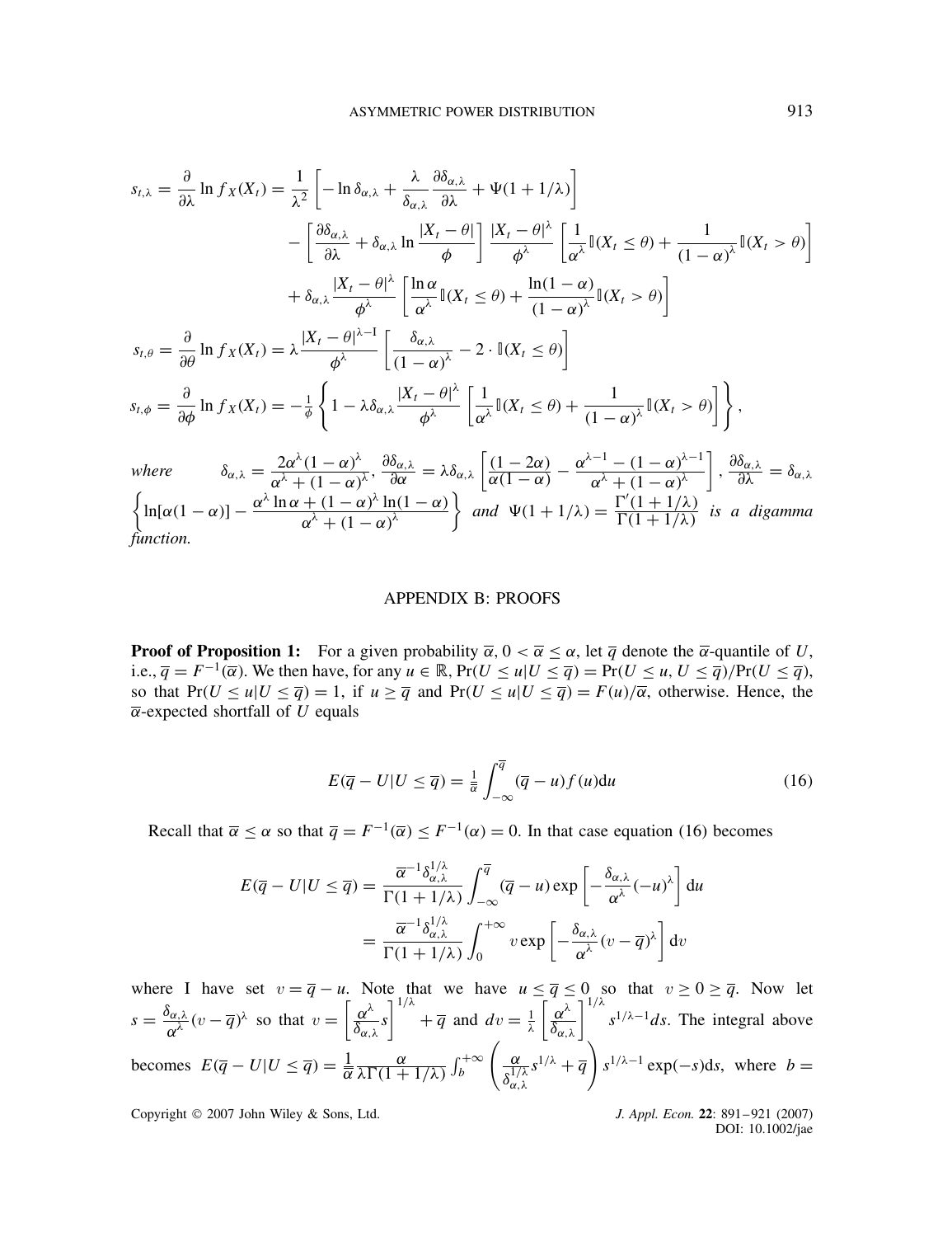$$
\begin{aligned}
s_{t,\lambda} = \frac{\partial}{\partial \lambda} \ln f_X(X_t) &= \frac{1}{\lambda^2}\left[-\ln \delta_{\alpha,\lambda} + \frac{\lambda}{\delta_{\alpha,\lambda}}\frac{\partial \delta_{\alpha,\lambda}}{\partial \lambda} + \Psi(1+1/\lambda)\right] \\
&\quad - \left[\frac{\partial \delta_{\alpha,\lambda}}{\partial \lambda} + \delta_{\alpha,\lambda}\ln\frac{|X_t-\theta|}{\phi}\right]\frac{|X_t-\theta|^{\lambda}}{\phi^{\lambda}}\left[\frac{1}{\alpha^{\lambda}}\mathbb{I}(X_t \le \theta) + \frac{1}{(1-\alpha)^{\lambda}}\mathbb{I}(X_t > \theta)\right] \\
&\quad + \delta_{\alpha,\lambda}\frac{|X_t-\theta|^{\lambda}}{\phi^{\lambda}}\left[\frac{\ln\alpha}{\alpha^{\lambda}}\mathbb{I}(X_t \le \theta) + \frac{\ln(1-\alpha)}{(1-\alpha)^{\lambda}}\mathbb{I}(X_t > \theta)\right] \\
s_{t,\theta} = \frac{\partial}{\partial \theta} \ln f_X(X_t) &= \lambda\frac{|X_t-\theta|^{\lambda-1}}{\phi^{\lambda}}\left[\frac{\delta_{\alpha,\lambda}}{(1-\alpha)^{\lambda}} - 2\cdot\mathbb{I}(X_t \le \theta)\right] \\
s_{t,\phi} = \frac{\partial}{\partial \phi} \ln f_X(X_t) &= -\frac{1}{\phi}\left\{1 - \lambda\delta_{\alpha,\lambda}\frac{|X_t-\theta|^{\lambda}}{\phi^{\lambda}}\left[\frac{1}{\alpha^{\lambda}}\mathbb{I}(X_t \le \theta) + \frac{1}{(1-\alpha)^{\lambda}}\mathbb{I}(X_t > \theta)\right]\right\},
\end{aligned}
$$

*where* $\delta_{\alpha,\lambda} = \frac{2\alpha^{\lambda}(1-\alpha)^{\lambda}}{\alpha^{\lambda}+(1-\alpha)^{\lambda}}$, $\frac{\partial \delta_{\alpha,\lambda}}{\partial \alpha} = \lambda\delta_{\alpha,\lambda}\left[\frac{(1-2\alpha)}{\alpha(1-\alpha)} - \frac{\alpha^{\lambda-1}-(1-\alpha)^{\lambda-1}}{\alpha^{\lambda}+(1-\alpha)^{\lambda}}\right]$, $\frac{\partial \delta_{\alpha,\lambda}}{\partial \lambda} = \delta_{\alpha,\lambda}\left\{\ln[\alpha(1-\alpha)] - \frac{\alpha^{\lambda}\ln\alpha + (1-\alpha)^{\lambda}\ln(1-\alpha)}{\alpha^{\lambda}+(1-\alpha)^{\lambda}}\right\}$ *and* $\Psi(1+1/\lambda) = \frac{\Gamma'(1+1/\lambda)}{\Gamma(1+1/\lambda)}$ *is a digamma function.*

## APPENDIX B: PROOFS

**Proof of Proposition 1:** For a given probability $\overline{\alpha}$, $0 < \overline{\alpha} \le \alpha$, let $\overline{q}$ denote the $\overline{\alpha}$-quantile of $U$, i.e., $\overline{q} = F^{-1}(\overline{\alpha})$. We then have, for any $u \in \mathbb{R}$, $\Pr(U \le u | U \le \overline{q}) = \Pr(U \le u, U \le \overline{q})/\Pr(U \le \overline{q})$, so that $\Pr(U \le u | U \le \overline{q}) = 1$, if $u \ge \overline{q}$ and $\Pr(U \le u | U \le \overline{q}) = F(u)/\overline{\alpha}$, otherwise. Hence, the $\overline{\alpha}$-expected shortfall of $U$ equals

$$
E(\overline{q} - U | U \le \overline{q}) = \tfrac{1}{\overline{\alpha}}\int_{-\infty}^{\overline{q}} (\overline{q} - u) f(u)\mathrm{d}u \tag{16}
$$

Recall that $\overline{\alpha} \le \alpha$ so that $\overline{q} = F^{-1}(\overline{\alpha}) \le F^{-1}(\alpha) = 0$. In that case equation (16) becomes

$$
\begin{aligned}
E(\overline{q} - U | U \le \overline{q}) &= \frac{\overline{\alpha}^{-1}\delta_{\alpha,\lambda}^{1/\lambda}}{\Gamma(1+1/\lambda)}\int_{-\infty}^{\overline{q}} (\overline{q} - u)\exp\left[-\frac{\delta_{\alpha,\lambda}}{\alpha^{\lambda}}(-u)^{\lambda}\right]\mathrm{d}u \\
&= \frac{\overline{\alpha}^{-1}\delta_{\alpha,\lambda}^{1/\lambda}}{\Gamma(1+1/\lambda)}\int_{0}^{+\infty} v\exp\left[-\frac{\delta_{\alpha,\lambda}}{\alpha^{\lambda}}(v-\overline{q})^{\lambda}\right]\mathrm{d}v
\end{aligned}
$$

where I have set $v = \overline{q} - u$. Note that we have $u \le \overline{q} \le 0$ so that $v \ge 0 \ge \overline{q}$. Now let $s = \frac{\delta_{\alpha,\lambda}}{\alpha^{\lambda}}(v-\overline{q})^{\lambda}$ so that $v = \left[\frac{\alpha^{\lambda}}{\delta_{\alpha,\lambda}}s\right]^{1/\lambda} + \overline{q}$ and $dv = \frac{1}{\lambda}\left[\frac{\alpha^{\lambda}}{\delta_{\alpha,\lambda}}\right]^{1/\lambda} s^{1/\lambda-1}ds$. The integral above becomes $E(\overline{q} - U | U \le \overline{q}) = \frac{1}{\overline{\alpha}}\frac{\alpha}{\lambda\Gamma(1+1/\lambda)}\int_{b}^{+\infty}\left(\frac{\alpha}{\delta_{\alpha,\lambda}^{1/\lambda}}s^{1/\lambda} + \overline{q}\right)s^{1/\lambda-1}\exp(-s)\mathrm{d}s$, where $b =$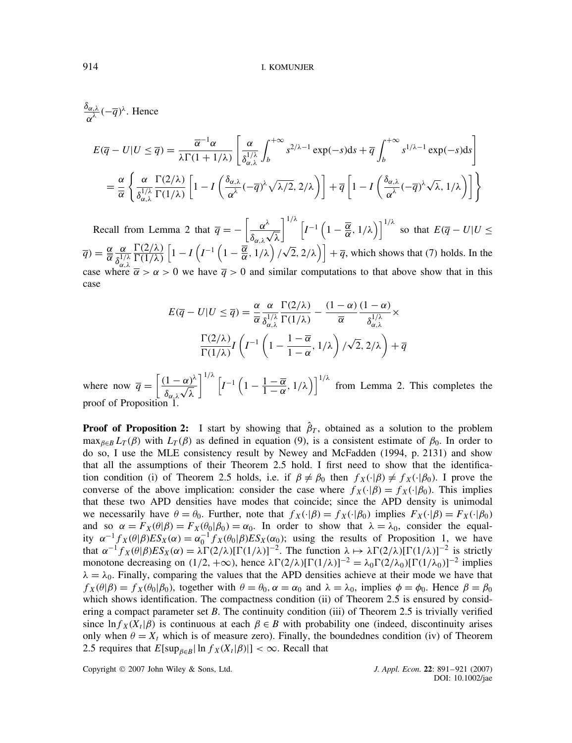$\frac{\delta_{\alpha,\lambda}}{\alpha^\lambda}(-\overline{q})^\lambda$. Hence

$$
\begin{aligned}
E(\overline{q} - U|U \leq \overline{q}) &= \frac{\overline{\alpha}^{-1}\alpha}{\lambda\Gamma(1+1/\lambda)}\left[\frac{\alpha}{\delta_{\alpha,\lambda}^{1/\lambda}}\int_b^{+\infty} s^{2/\lambda-1}\exp(-s)\mathrm{d}s + \overline{q}\int_b^{+\infty} s^{1/\lambda-1}\exp(-s)\mathrm{d}s\right] \\
&= \frac{\alpha}{\overline{\alpha}}\left\{\frac{\alpha}{\delta_{\alpha,\lambda}^{1/\lambda}}\frac{\Gamma(2/\lambda)}{\Gamma(1/\lambda)}\left[1 - I\left(\frac{\delta_{\alpha,\lambda}}{\alpha^\lambda}(-\overline{q})^\lambda\sqrt{\lambda/2}, 2/\lambda\right)\right] + \overline{q}\left[1 - I\left(\frac{\delta_{\alpha,\lambda}}{\alpha^\lambda}(-\overline{q})^\lambda\sqrt{\lambda}, 1/\lambda\right)\right]\right\}
\end{aligned}
$$

Recall from Lemma 2 that $\overline{q} = -\left[\frac{\alpha^\lambda}{\delta_{\alpha,\lambda}\sqrt{\lambda}}\right]^{1/\lambda}\left[I^{-1}\left(1 - \frac{\overline{\alpha}}{\alpha}, 1/\lambda\right)\right]^{1/\lambda}$ so that $E(\overline{q} - U|U \leq \overline{q}) = \frac{\alpha}{\overline{\alpha}}\frac{\alpha}{\delta_{\alpha,\lambda}^{1/\lambda}}\frac{\Gamma(2/\lambda)}{\Gamma(1/\lambda)}\left[1 - I\left(I^{-1}\left(1 - \frac{\overline{\alpha}}{\alpha}, 1/\lambda\right)/\sqrt{2}, 2/\lambda\right)\right] + \overline{q}$, which shows that (7) holds. In the case where $\overline{\alpha} > \alpha > 0$ we have $\overline{q} > 0$ and similar computations to that above show that in this case

$$
\begin{aligned}
E(\overline{q} - U|U \leq \overline{q}) = \frac{\alpha}{\overline{\alpha}}\frac{\alpha}{\delta_{\alpha,\lambda}^{1/\lambda}}\frac{\Gamma(2/\lambda)}{\Gamma(1/\lambda)} - \frac{(1-\alpha)}{\overline{\alpha}}\frac{(1-\alpha)}{\delta_{\alpha,\lambda}^{1/\lambda}} \times \\
\frac{\Gamma(2/\lambda)}{\Gamma(1/\lambda)} I\left(I^{-1}\left(1 - \frac{1-\overline{\alpha}}{1-\alpha}, 1/\lambda\right)/\sqrt{2}, 2/\lambda\right) + \overline{q}
\end{aligned}
$$

where now $\overline{q} = \left[\frac{(1-\alpha)^\lambda}{\delta_{\alpha,\lambda}\sqrt{\lambda}}\right]^{1/\lambda}\left[I^{-1}\left(1 - \frac{1-\overline{\alpha}}{1-\alpha}, 1/\lambda\right)\right]^{1/\lambda}$ from Lemma 2. This completes the proof of Proposition 1.

**Proof of Proposition 2:** I start by showing that $\hat{\beta}_T$, obtained as a solution to the problem $\max_{\beta\in B} L_T(\beta)$ with $L_T(\beta)$ as defined in equation (9), is a consistent estimate of $\beta_0$. In order to do so, I use the MLE consistency result by Newey and McFadden (1994, p. 2131) and show that all the assumptions of their Theorem 2.5 hold. I first need to show that the identification condition (i) of Theorem 2.5 holds, i.e. if $\beta \neq \beta_0$ then $f_X(\cdot|\beta) \neq f_X(\cdot|\beta_0)$. I prove the converse of the above implication: consider the case where $f_X(\cdot|\beta) = f_X(\cdot|\beta_0)$. This implies that these two APD densities have modes that coincide; since the APD density is unimodal we necessarily have $\theta = \theta_0$. Further, note that $f_X(\cdot|\beta) = f_X(\cdot|\beta_0)$ implies $F_X(\cdot|\beta) = F_X(\cdot|\beta_0)$ and so $\alpha = F_X(\theta|\beta) = F_X(\theta_0|\beta_0) = \alpha_0$. In order to show that $\lambda = \lambda_0$, consider the equality $\alpha^{-1}f_X(\theta|\beta)ES_X(\alpha) = \alpha_0^{-1}f_X(\theta_0|\beta)ES_X(\alpha_0)$; using the results of Proposition 1, we have that $\alpha^{-1}f_X(\theta|\beta)ES_X(\alpha) = \lambda\Gamma(2/\lambda)[\Gamma(1/\lambda)]^{-2}$. The function $\lambda \mapsto \lambda\Gamma(2/\lambda)[\Gamma(1/\lambda)]^{-2}$ is strictly monotone decreasing on $(1/2, +\infty)$, hence $\lambda\Gamma(2/\lambda)[\Gamma(1/\lambda)]^{-2} = \lambda_0\Gamma(2/\lambda_0)[\Gamma(1/\lambda_0)]^{-2}$ implies $\lambda = \lambda_0$. Finally, comparing the values that the APD densities achieve at their mode we have that $f_X(\theta|\beta) = f_X(\theta_0|\beta_0)$, together with $\theta = \theta_0$, $\alpha = \alpha_0$ and $\lambda = \lambda_0$, implies $\phi = \phi_0$. Hence $\beta = \beta_0$ which shows identification. The compactness condition (ii) of Theorem 2.5 is ensured by considering a compact parameter set $B$. The continuity condition (iii) of Theorem 2.5 is trivially verified since $\ln f_X(X_t|\beta)$ is continuous at each $\beta \in B$ with probability one (indeed, discontinuity arises only when $\theta = X_t$ which is of measure zero). Finally, the boundednes condition (iv) of Theorem 2.5 requires that $E[\sup_{\beta\in B}|\ln f_X(X_t|\beta)|] < \infty$. Recall that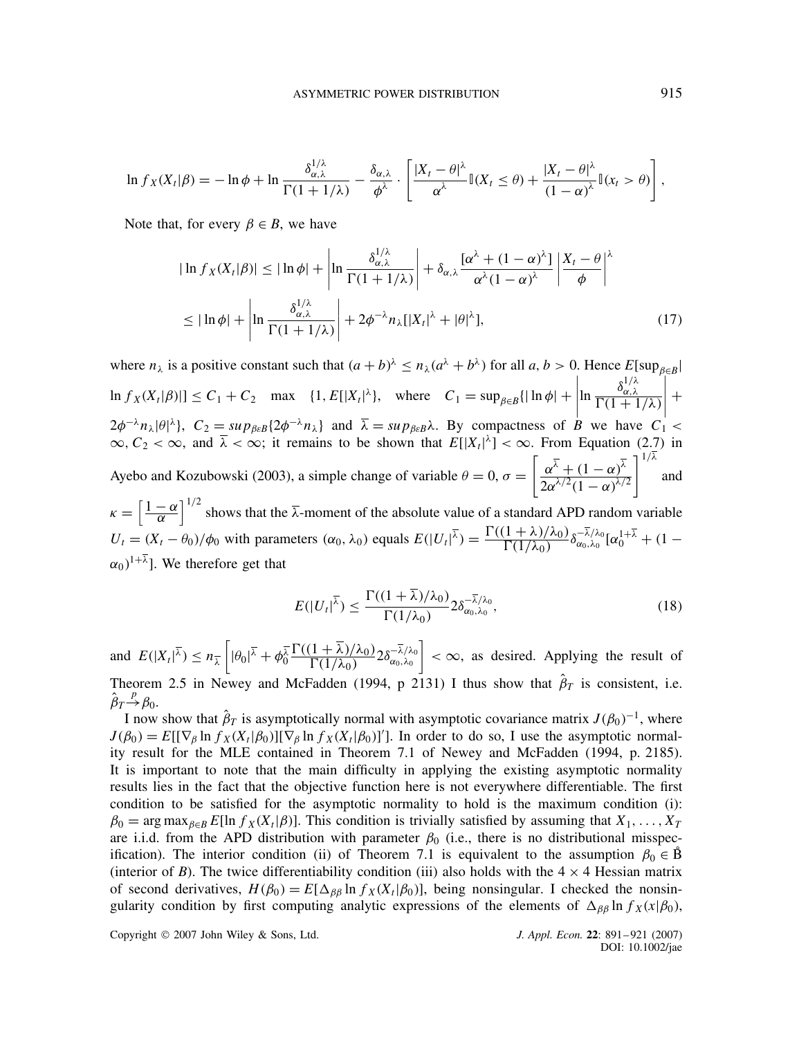$$\ln f_X(X_t|\beta) = -\ln \phi + \ln \frac{\delta_{\alpha,\lambda}^{1/\lambda}}{\Gamma(1+1/\lambda)} - \frac{\delta_{\alpha,\lambda}}{\phi^\lambda} \cdot \left[ \frac{|X_t - \theta|^\lambda}{\alpha^\lambda} \mathbb{I}(X_t \le \theta) + \frac{|X_t - \theta|^\lambda}{(1-\alpha)^\lambda} \mathbb{I}(x_t > \theta) \right],$$

Note that, for every $\beta \in B$, we have

$$\begin{aligned}
|\ln f_X(X_t|\beta)| &\le |\ln \phi| + \left| \ln \frac{\delta_{\alpha,\lambda}^{1/\lambda}}{\Gamma(1+1/\lambda)} \right| + \delta_{\alpha,\lambda} \frac{[\alpha^\lambda + (1-\alpha)^\lambda]}{\alpha^\lambda (1-\alpha)^\lambda} \left| \frac{X_t - \theta}{\phi} \right|^\lambda \\
&\le |\ln \phi| + \left| \ln \frac{\delta_{\alpha,\lambda}^{1/\lambda}}{\Gamma(1+1/\lambda)} \right| + 2\phi^{-\lambda} n_\lambda [|X_t|^\lambda + |\theta|^\lambda],
\end{aligned} \tag{17}$$

where $n_\lambda$ is a positive constant such that $(a+b)^\lambda \le n_\lambda (a^\lambda + b^\lambda)$ for all $a, b > 0$. Hence $E[\sup_{\beta \in B} |\ln f_X(X_t|\beta)|] \le C_1 + C_2 \max\{1, E[|X_t|^\lambda\}$, where $C_1 = \sup_{\beta \in B} \{|\ln \phi| + \left| \ln \frac{\delta_{\alpha,\lambda}^{1/\lambda}}{\Gamma(1+1/\lambda)} \right| + 2\phi^{-\lambda} n_\lambda |\theta|^\lambda\}$, $C_2 = sup_{\beta \varepsilon B} \{2\phi^{-\lambda} n_\lambda\}$ and $\overline{\lambda} = sup_{\beta \varepsilon B} \lambda$. By compactness of $B$ we have $C_1 < \infty$, $C_2 < \infty$, and $\overline{\lambda} < \infty$; it remains to be shown that $E[|X_t|^\lambda] < \infty$. From Equation (2.7) in Ayebo and Kozubowski (2003), a simple change of variable $\theta = 0$, $\sigma = \left[ \frac{\alpha^{\overline{\lambda}} + (1-\alpha)^{\overline{\lambda}}}{2\alpha^{\lambda/2}(1-\alpha)^{\lambda/2}} \right]^{1/\overline{\lambda}}$ and $\kappa = \left[ \frac{1-\alpha}{\alpha} \right]^{1/2}$ shows that the $\overline{\lambda}$-moment of the absolute value of a standard APD random variable $U_t = (X_t - \theta_0)/\phi_0$ with parameters $(\alpha_0, \lambda_0)$ equals $E(|U_t|^{\overline{\lambda}}) = \frac{\Gamma((1+\lambda)/\lambda_0)}{\Gamma(1/\lambda_0)} \delta_{\alpha_0,\lambda_0}^{-\overline{\lambda}/\lambda_0} [\alpha_0^{1+\overline{\lambda}} + (1-\alpha_0)^{1+\overline{\lambda}}]$. We therefore get that

$$E(|U_t|^{\overline{\lambda}}) \le \frac{\Gamma((1+\overline{\lambda})/\lambda_0)}{\Gamma(1/\lambda_0)} 2\delta_{\alpha_0,\lambda_0}^{-\overline{\lambda}/\lambda_0}, \tag{18}$$

and $E(|X_t|^{\overline{\lambda}}) \le n_{\overline{\lambda}} \left[ |\theta_0|^{\overline{\lambda}} + \phi_0^{\overline{\lambda}} \frac{\Gamma((1+\overline{\lambda})/\lambda_0)}{\Gamma(1/\lambda_0)} 2\delta_{\alpha_0,\lambda_0}^{-\overline{\lambda}/\lambda_0} \right] < \infty$, as desired. Applying the result of Theorem 2.5 in Newey and McFadden (1994, p 2131) I thus show that $\hat{\beta}_T$ is consistent, i.e. $\hat{\beta}_T \xrightarrow{p} \beta_0$.

I now show that $\hat{\beta}_T$ is asymptotically normal with asymptotic covariance matrix $J(\beta_0)^{-1}$, where $J(\beta_0) = E[[\nabla_\beta \ln f_X(X_t|\beta_0)][\nabla_\beta \ln f_X(X_t|\beta_0)]']$. In order to do so, I use the asymptotic normality result for the MLE contained in Theorem 7.1 of Newey and McFadden (1994, p. 2185). It is important to note that the main difficulty in applying the existing asymptotic normality results lies in the fact that the objective function here is not everywhere differentiable. The first condition to be satisfied for the asymptotic normality to hold is the maximum condition (i): $\beta_0 = \arg\max_{\beta \in B} E[\ln f_X(X_t|\beta)]$. This condition is trivially satisfied by assuming that $X_1, \ldots, X_T$ are i.i.d. from the APD distribution with parameter $\beta_0$ (i.e., there is no distributional misspecification). The interior condition (ii) of Theorem 7.1 is equivalent to the assumption $\beta_0 \in \mathring{B}$ (interior of $B$). The twice differentiability condition (iii) also holds with the $4 \times 4$ Hessian matrix of second derivatives, $H(\beta_0) = E[\Delta_{\beta\beta} \ln f_X(X_t|\beta_0)]$, being nonsingular. I checked the nonsingularity condition by first computing analytic expressions of the elements of $\Delta_{\beta\beta} \ln f_X(x|\beta_0)$,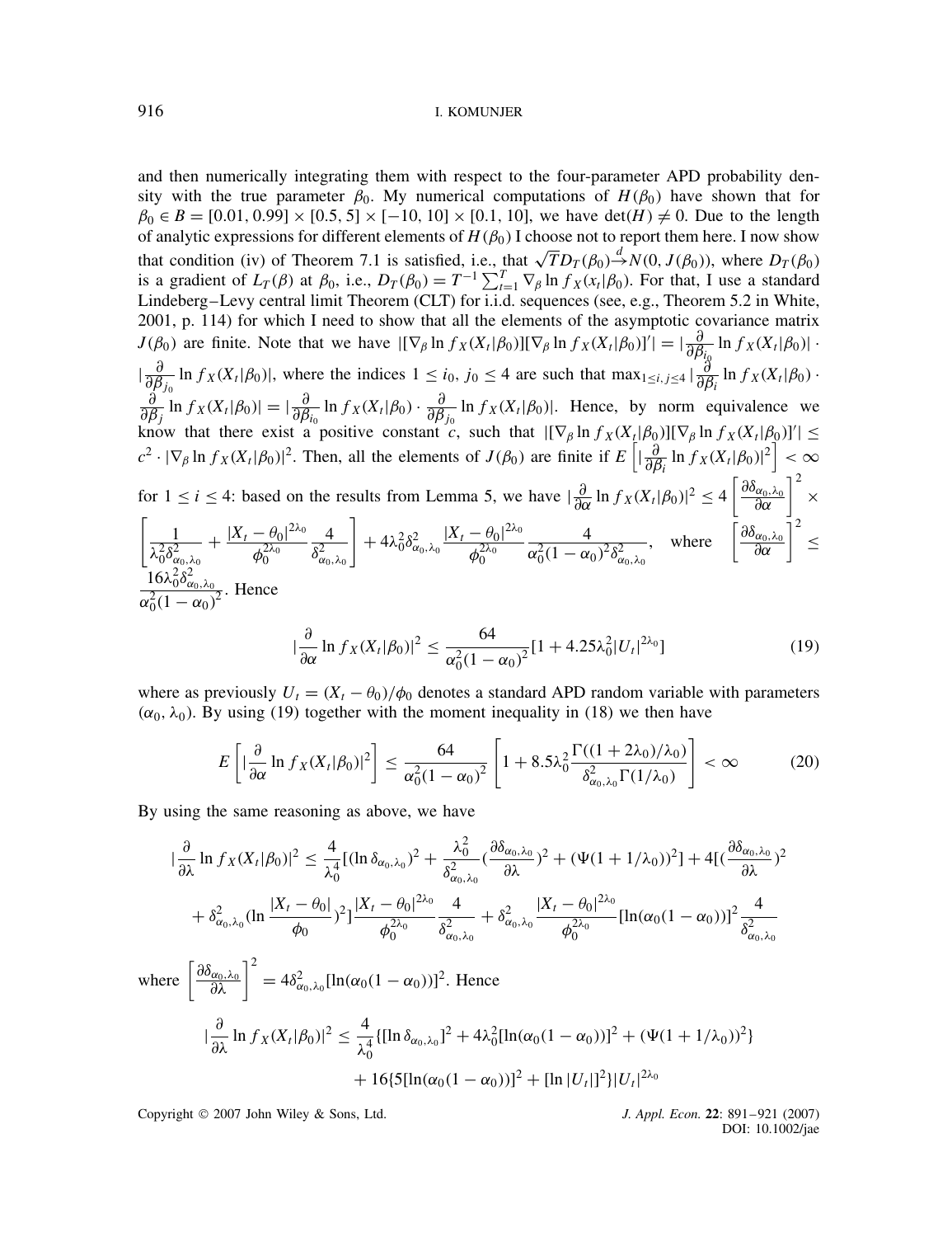and then numerically integrating them with respect to the four-parameter APD probability density with the true parameter $\beta_0$. My numerical computations of $H(\beta_0)$ have shown that for $\beta_0 \in B = [0.01, 0.99] \times [0.5, 5] \times [-10, 10] \times [0.1, 10]$, we have $\det(H) \neq 0$. Due to the length of analytic expressions for different elements of $H(\beta_0)$ I choose not to report them here. I now show that condition (iv) of Theorem 7.1 is satisfied, i.e., that $\sqrt{T}D_T(\beta_0) \xrightarrow{d} N(0, J(\beta_0))$, where $D_T(\beta_0)$ is a gradient of $L_T(\beta)$ at $\beta_0$, i.e., $D_T(\beta_0) = T^{-1}\sum_{t=1}^{T} \nabla_\beta \ln f_X(x_t|\beta_0)$. For that, I use a standard Lindeberg–Levy central limit Theorem (CLT) for i.i.d. sequences (see, e.g., Theorem 5.2 in White, 2001, p. 114) for which I need to show that all the elements of the asymptotic covariance matrix $J(\beta_0)$ are finite. Note that we have $|[\nabla_\beta \ln f_X(X_t|\beta_0)][\nabla_\beta \ln f_X(X_t|\beta_0)]'| = |\frac{\partial}{\partial \beta_{i_0}} \ln f_X(X_t|\beta_0)| \cdot |\frac{\partial}{\partial \beta_{j_0}} \ln f_X(X_t|\beta_0)|$, where the indices $1 \leq i_0, j_0 \leq 4$ are such that $\max_{1\leq i,j\leq 4} |\frac{\partial}{\partial \beta_i} \ln f_X(X_t|\beta_0) \cdot \frac{\partial}{\partial \beta_j} \ln f_X(X_t|\beta_0)| = |\frac{\partial}{\partial \beta_{i_0}} \ln f_X(X_t|\beta_0) \cdot \frac{\partial}{\partial \beta_{j_0}} \ln f_X(X_t|\beta_0)|$. Hence, by norm equivalence we know that there exist a positive constant $c$, such that $|[\nabla_\beta \ln f_X(X_t|\beta_0)][\nabla_\beta \ln f_X(X_t|\beta_0)]'| \leq c^2 \cdot |\nabla_\beta \ln f_X(X_t|\beta_0)|^2$. Then, all the elements of $J(\beta_0)$ are finite if $E\left[|\frac{\partial}{\partial \beta_i} \ln f_X(X_t|\beta_0)|^2\right] < \infty$ for $1 \leq i \leq 4$: based on the results from Lemma 5, we have $|\frac{\partial}{\partial \alpha} \ln f_X(X_t|\beta_0)|^2 \leq 4\left[\frac{\partial \delta_{\alpha_0,\lambda_0}}{\partial \alpha}\right]^2 \times \left[\frac{1}{\lambda_0^2 \delta_{\alpha_0,\lambda_0}^2} + \frac{|X_t - \theta_0|^{2\lambda_0}}{\phi_0^{2\lambda_0}} \frac{4}{\delta_{\alpha_0,\lambda_0}^2}\right] + 4\lambda_0^2 \delta_{\alpha_0,\lambda_0}^2 \frac{|X_t - \theta_0|^{2\lambda_0}}{\phi_0^{2\lambda_0}} \frac{4}{\alpha_0^2(1-\alpha_0)^2 \delta_{\alpha_0,\lambda_0}^2}$, where $\left[\frac{\partial \delta_{\alpha_0,\lambda_0}}{\partial \alpha}\right]^2 \leq \frac{16\lambda_0^2 \delta_{\alpha_0,\lambda_0}^2}{\alpha_0^2(1-\alpha_0)^2}$. Hence

$$|\frac{\partial}{\partial \alpha} \ln f_X(X_t|\beta_0)|^2 \leq \frac{64}{\alpha_0^2(1-\alpha_0)^2}[1 + 4.25\lambda_0^2 |U_t|^{2\lambda_0}] \tag{19}$$

where as previously $U_t = (X_t - \theta_0)/\phi_0$ denotes a standard APD random variable with parameters $(\alpha_0, \lambda_0)$. By using (19) together with the moment inequality in (18) we then have

$$E\left[|\frac{\partial}{\partial \alpha} \ln f_X(X_t|\beta_0)|^2\right] \leq \frac{64}{\alpha_0^2(1-\alpha_0)^2}\left[1 + 8.5\lambda_0^2 \frac{\Gamma((1+2\lambda_0)/\lambda_0)}{\delta_{\alpha_0,\lambda_0}^2 \Gamma(1/\lambda_0)}\right] < \infty \tag{20}$$

By using the same reasoning as above, we have

$$\begin{aligned}
|\frac{\partial}{\partial \lambda} \ln f_X(X_t|\beta_0)|^2 \leq{}& \frac{4}{\lambda_0^4}[(\ln \delta_{\alpha_0,\lambda_0})^2 + \frac{\lambda_0^2}{\delta_{\alpha_0,\lambda_0}^2}(\frac{\partial \delta_{\alpha_0,\lambda_0}}{\partial \lambda})^2 + (\Psi(1+1/\lambda_0))^2] + 4[(\frac{\partial \delta_{\alpha_0,\lambda_0}}{\partial \lambda})^2 \\
&+ \delta_{\alpha_0,\lambda_0}^2 (\ln \frac{|X_t - \theta_0|}{\phi_0})^2] \frac{|X_t - \theta_0|^{2\lambda_0}}{\phi_0^{2\lambda_0}} \frac{4}{\delta_{\alpha_0,\lambda_0}^2} + \delta_{\alpha_0,\lambda_0}^2 \frac{|X_t - \theta_0|^{2\lambda_0}}{\phi_0^{2\lambda_0}} [\ln(\alpha_0(1-\alpha_0))]^2 \frac{4}{\delta_{\alpha_0,\lambda_0}^2}
\end{aligned}$$

where $\left[\frac{\partial \delta_{\alpha_0,\lambda_0}}{\partial \lambda}\right]^2 = 4\delta_{\alpha_0,\lambda_0}^2 [\ln(\alpha_0(1-\alpha_0))]^2$. Hence

$$\begin{aligned}
|\frac{\partial}{\partial \lambda} \ln f_X(X_t|\beta_0)|^2 \leq{}& \frac{4}{\lambda_0^4}\{[\ln \delta_{\alpha_0,\lambda_0}]^2 + 4\lambda_0^2[\ln(\alpha_0(1-\alpha_0))]^2 + (\Psi(1+1/\lambda_0))^2\} \\
&+ 16\{5[\ln(\alpha_0(1-\alpha_0))]^2 + [\ln |U_t|]^2\}|U_t|^{2\lambda_0}
\end{aligned}$$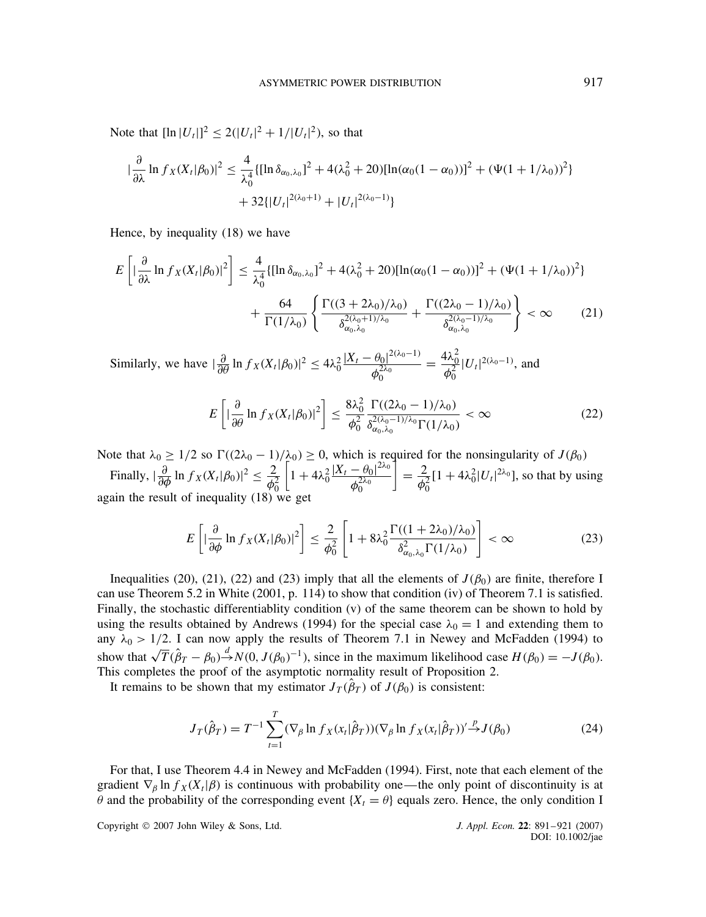Note that $[\ln |U_t|]^2 \leq 2(|U_t|^2 + 1/|U_t|^2)$, so that

$$|\frac{\partial}{\partial \lambda} \ln f_X(X_t|\beta_0)|^2 \leq \frac{4}{\lambda_0^4}\{[\ln \delta_{\alpha_0,\lambda_0}]^2 + 4(\lambda_0^2 + 20)[\ln(\alpha_0(1-\alpha_0))]^2 + (\Psi(1+1/\lambda_0))^2\}$$
$$+ 32\{|U_t|^{2(\lambda_0+1)} + |U_t|^{2(\lambda_0-1)}\}$$

Hence, by inequality (18) we have

$$E\left[|\frac{\partial}{\partial \lambda} \ln f_X(X_t|\beta_0)|^2\right] \leq \frac{4}{\lambda_0^4}\{[\ln \delta_{\alpha_0,\lambda_0}]^2 + 4(\lambda_0^2 + 20)[\ln(\alpha_0(1-\alpha_0))]^2 + (\Psi(1+1/\lambda_0))^2\}$$
$$+ \frac{64}{\Gamma(1/\lambda_0)}\left\{\frac{\Gamma((3+2\lambda_0)/\lambda_0)}{\delta_{\alpha_0,\lambda_0}^{2(\lambda_0+1)/\lambda_0}} + \frac{\Gamma((2\lambda_0-1)/\lambda_0)}{\delta_{\alpha_0,\lambda_0}^{2(\lambda_0-1)/\lambda_0}}\right\} < \infty \qquad (21)$$

Similarly, we have $|\frac{\partial}{\partial \theta} \ln f_X(X_t|\beta_0)|^2 \leq 4\lambda_0^2 \frac{|X_t - \theta_0|^{2(\lambda_0-1)}}{\phi_0^{2\lambda_0}} = \frac{4\lambda_0^2}{\phi_0^2}|U_t|^{2(\lambda_0-1)}$, and

$$E\left[|\frac{\partial}{\partial \theta} \ln f_X(X_t|\beta_0)|^2\right] \leq \frac{8\lambda_0^2}{\phi_0^2}\frac{\Gamma((2\lambda_0-1)/\lambda_0)}{\delta_{\alpha_0,\lambda_0}^{2(\lambda_0-1)/\lambda_0}\Gamma(1/\lambda_0)} < \infty \qquad (22)$$

Note that $\lambda_0 \geq 1/2$ so $\Gamma((2\lambda_0 - 1)/\lambda_0) \geq 0$, which is required for the nonsingularity of $J(\beta_0)$

Finally, $|\frac{\partial}{\partial \phi} \ln f_X(X_t|\beta_0)|^2 \leq \frac{2}{\phi_0^2}\left[1 + 4\lambda_0^2 \frac{|X_t - \theta_0|^{2\lambda_0}}{\phi_0^{2\lambda_0}}\right] = \frac{2}{\phi_0^2}[1 + 4\lambda_0^2|U_t|^{2\lambda_0}]$, so that by using again the result of inequality (18) we get

$$E\left[|\frac{\partial}{\partial \phi} \ln f_X(X_t|\beta_0)|^2\right] \leq \frac{2}{\phi_0^2}\left[1 + 8\lambda_0^2 \frac{\Gamma((1+2\lambda_0)/\lambda_0)}{\delta_{\alpha_0,\lambda_0}^2\Gamma(1/\lambda_0)}\right] < \infty \qquad (23)$$

Inequalities (20), (21), (22) and (23) imply that all the elements of $J(\beta_0)$ are finite, therefore I can use Theorem 5.2 in White (2001, p. 114) to show that condition (iv) of Theorem 7.1 is satisfied. Finally, the stochastic differentiablity condition (v) of the same theorem can be shown to hold by using the results obtained by Andrews (1994) for the special case $\lambda_0 = 1$ and extending them to any $\lambda_0 > 1/2$. I can now apply the results of Theorem 7.1 in Newey and McFadden (1994) to show that $\sqrt{T}(\hat{\beta}_T - \beta_0) \xrightarrow{d} N(0, J(\beta_0)^{-1})$, since in the maximum likelihood case $H(\beta_0) = -J(\beta_0)$. This completes the proof of the asymptotic normality result of Proposition 2.

It remains to be shown that my estimator $J_T(\hat{\beta}_T)$ of $J(\beta_0)$ is consistent:

$$J_T(\hat{\beta}_T) = T^{-1}\sum_{t=1}^{T}(\nabla_\beta \ln f_X(x_t|\hat{\beta}_T))(\nabla_\beta \ln f_X(x_t|\hat{\beta}_T))' \xrightarrow{p} J(\beta_0) \qquad (24)$$

For that, I use Theorem 4.4 in Newey and McFadden (1994). First, note that each element of the gradient $\nabla_\beta \ln f_X(X_t|\beta)$ is continuous with probability one—the only point of discontinuity is at $\theta$ and the probability of the corresponding event $\{X_t = \theta\}$ equals zero. Hence, the only condition I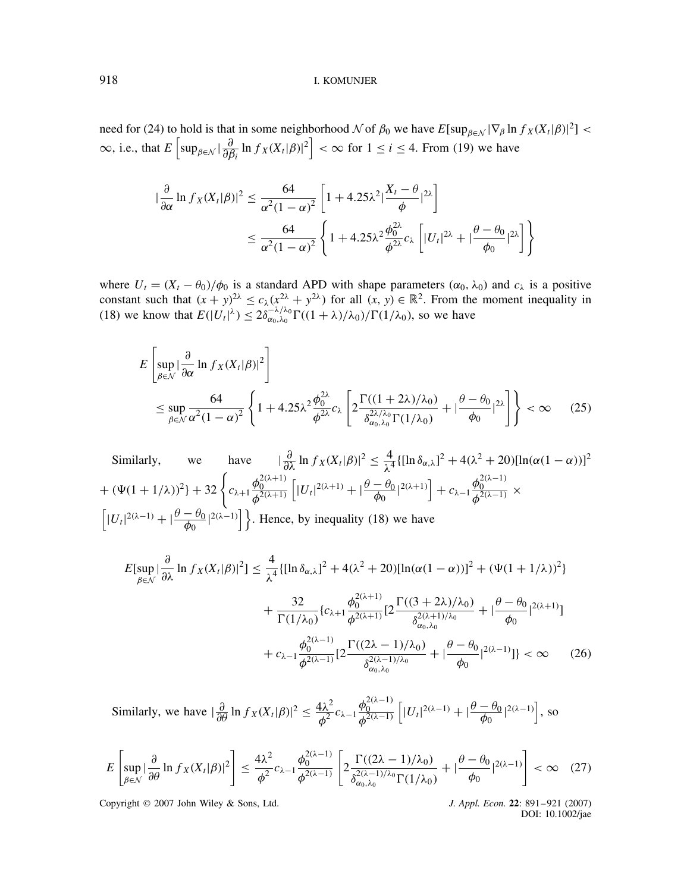need for (24) to hold is that in some neighborhood $\mathcal{N}$ of $\beta_0$ we have $E[\sup_{\beta\in\mathcal{N}} |\nabla_\beta \ln f_X(X_t|\beta)|^2] < \infty$, i.e., that $E\left[\sup_{\beta\in\mathcal{N}} |\frac{\partial}{\partial\beta_i} \ln f_X(X_t|\beta)|^2\right] < \infty$ for $1 \leq i \leq 4$. From (19) we have

$$
\begin{aligned}
|\frac{\partial}{\partial\alpha} \ln f_X(X_t|\beta)|^2 &\leq \frac{64}{\alpha^2(1-\alpha)^2}\left[1 + 4.25\lambda^2|\frac{X_t-\theta}{\phi}|^{2\lambda}\right] \\
&\leq \frac{64}{\alpha^2(1-\alpha)^2}\left\{1 + 4.25\lambda^2\frac{\phi_0^{2\lambda}}{\phi^{2\lambda}}c_\lambda\left[|U_t|^{2\lambda} + |\frac{\theta-\theta_0}{\phi_0}|^{2\lambda}\right]\right\}
\end{aligned}
$$

where $U_t = (X_t - \theta_0)/\phi_0$ is a standard APD with shape parameters $(\alpha_0, \lambda_0)$ and $c_\lambda$ is a positive constant such that $(x+y)^{2\lambda} \leq c_\lambda(x^{2\lambda} + y^{2\lambda})$ for all $(x, y) \in \mathbb{R}^2$. From the moment inequality in (18) we know that $E(|U_t|^\lambda) \leq 2\delta_{\alpha_0,\lambda_0}^{-\lambda/\lambda_0}\Gamma((1+\lambda)/\lambda_0)/\Gamma(1/\lambda_0)$, so we have

$$
\begin{aligned}
&E\left[\sup_{\beta\in\mathcal{N}} |\frac{\partial}{\partial\alpha} \ln f_X(X_t|\beta)|^2\right] \\
&\quad\leq \sup_{\beta\in\mathcal{N}} \frac{64}{\alpha^2(1-\alpha)^2}\left\{1 + 4.25\lambda^2\frac{\phi_0^{2\lambda}}{\phi^{2\lambda}}c_\lambda\left[2\frac{\Gamma((1+2\lambda)/\lambda_0)}{\delta_{\alpha_0,\lambda_0}^{2\lambda/\lambda_0}\Gamma(1/\lambda_0)} + |\frac{\theta-\theta_0}{\phi_0}|^{2\lambda}\right]\right\} < \infty \qquad (25)
\end{aligned}
$$

Similarly, we have $|\frac{\partial}{\partial\lambda} \ln f_X(X_t|\beta)|^2 \leq \frac{4}{\lambda^4}\{[\ln\delta_{\alpha,\lambda}]^2 + 4(\lambda^2+20)[\ln(\alpha(1-\alpha))]^2 + (\Psi(1+1/\lambda))^2\} + 32\left\{c_{\lambda+1}\frac{\phi_0^{2(\lambda+1)}}{\phi^{2(\lambda+1)}}\left[|U_t|^{2(\lambda+1)} + |\frac{\theta-\theta_0}{\phi_0}|^{2(\lambda+1)}\right] + c_{\lambda-1}\frac{\phi_0^{2(\lambda-1)}}{\phi^{2(\lambda-1)}} \times \left[|U_t|^{2(\lambda-1)} + |\frac{\theta-\theta_0}{\phi_0}|^{2(\lambda-1)}\right]\right\}$. Hence, by inequality (18) we have

$$
\begin{aligned}
E[\sup_{\beta\in\mathcal{N}} |\frac{\partial}{\partial\lambda} \ln f_X(X_t|\beta)|^2] &\leq \frac{4}{\lambda^4}\{[\ln\delta_{\alpha,\lambda}]^2 + 4(\lambda^2+20)[\ln(\alpha(1-\alpha))]^2 + (\Psi(1+1/\lambda))^2\} \\
&\quad + \frac{32}{\Gamma(1/\lambda_0)}\{c_{\lambda+1}\frac{\phi_0^{2(\lambda+1)}}{\phi^{2(\lambda+1)}}[2\frac{\Gamma((3+2\lambda)/\lambda_0)}{\delta_{\alpha_0,\lambda_0}^{2(\lambda+1)/\lambda_0}} + |\frac{\theta-\theta_0}{\phi_0}|^{2(\lambda+1)}] \\
&\quad + c_{\lambda-1}\frac{\phi_0^{2(\lambda-1)}}{\phi^{2(\lambda-1)}}[2\frac{\Gamma((2\lambda-1)/\lambda_0)}{\delta_{\alpha_0,\lambda_0}^{2(\lambda-1)/\lambda_0}} + |\frac{\theta-\theta_0}{\phi_0}|^{2(\lambda-1)}]\} < \infty \qquad (26)
\end{aligned}
$$

Similarly, we have $|\frac{\partial}{\partial\theta} \ln f_X(X_t|\beta)|^2 \leq \frac{4\lambda^2}{\phi^2}c_{\lambda-1}\frac{\phi_0^{2(\lambda-1)}}{\phi^{2(\lambda-1)}}\left[|U_t|^{2(\lambda-1)} + |\frac{\theta-\theta_0}{\phi_0}|^{2(\lambda-1)}\right]$, so

$$
E\left[\sup_{\beta\in\mathcal{N}} |\frac{\partial}{\partial\theta} \ln f_X(X_t|\beta)|^2\right] \leq \frac{4\lambda^2}{\phi^2}c_{\lambda-1}\frac{\phi_0^{2(\lambda-1)}}{\phi^{2(\lambda-1)}}\left[2\frac{\Gamma((2\lambda-1)/\lambda_0)}{\delta_{\alpha_0,\lambda_0}^{2(\lambda-1)/\lambda_0}\Gamma(1/\lambda_0)} + |\frac{\theta-\theta_0}{\phi_0}|^{2(\lambda-1)}\right] < \infty \qquad (27)
$$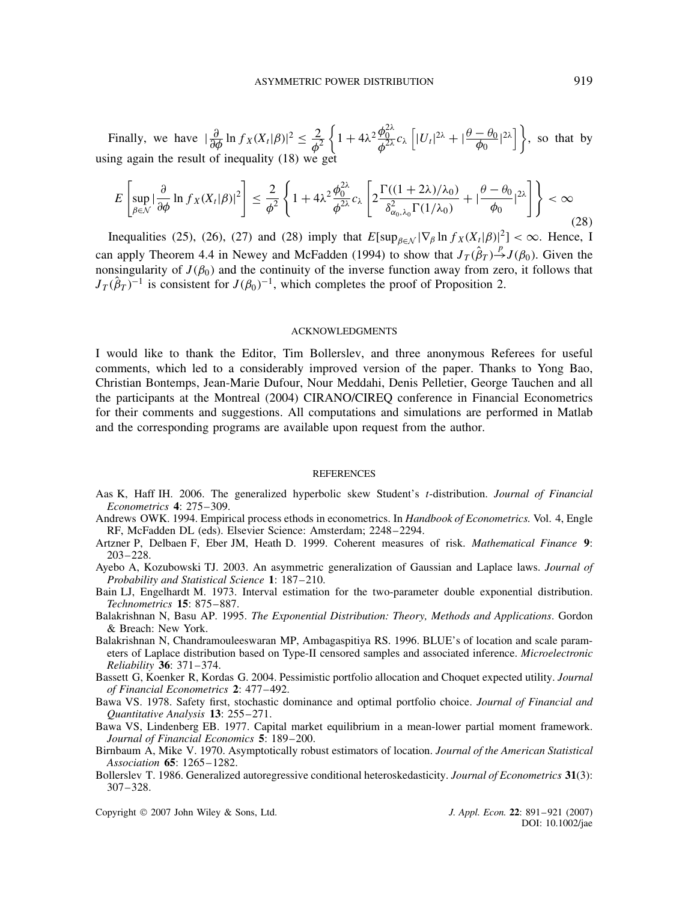Finally, we have $|\frac{\partial}{\partial \phi} \ln f_X(X_t|\beta)|^2 \leq \frac{2}{\phi^2}\left\{1 + 4\lambda^2 \frac{\phi_0^{2\lambda}}{\phi^{2\lambda}} c_\lambda \left[|U_t|^{2\lambda} + |\frac{\theta - \theta_0}{\phi_0}|^{2\lambda}\right]\right\}$, so that by using again the result of inequality (18) we get

$$E\left[\sup_{\beta \in \mathcal{N}} |\frac{\partial}{\partial \phi} \ln f_X(X_t|\beta)|^2\right] \leq \frac{2}{\phi^2}\left\{1 + 4\lambda^2 \frac{\phi_0^{2\lambda}}{\phi^{2\lambda}} c_\lambda \left[2\frac{\Gamma((1+2\lambda)/\lambda_0)}{\delta^2_{\alpha_0,\lambda_0}\Gamma(1/\lambda_0)} + |\frac{\theta - \theta_0}{\phi_0}|^{2\lambda}\right]\right\} < \infty \tag{28}$$

Inequalities (25), (26), (27) and (28) imply that $E[\sup_{\beta \in \mathcal{N}} |\nabla_\beta \ln f_X(X_t|\beta)|^2] < \infty$. Hence, I can apply Theorem 4.4 in Newey and McFadden (1994) to show that $J_T(\hat{\beta}_T) \xrightarrow{p} J(\beta_0)$. Given the nonsingularity of $J(\beta_0)$ and the continuity of the inverse function away from zero, it follows that $J_T(\hat{\beta}_T)^{-1}$ is consistent for $J(\beta_0)^{-1}$, which completes the proof of Proposition 2.

## ACKNOWLEDGMENTS

I would like to thank the Editor, Tim Bollerslev, and three anonymous Referees for useful comments, which led to a considerably improved version of the paper. Thanks to Yong Bao, Christian Bontemps, Jean-Marie Dufour, Nour Meddahi, Denis Pelletier, George Tauchen and all the participants at the Montreal (2004) CIRANO/CIREQ conference in Financial Econometrics for their comments and suggestions. All computations and simulations are performed in Matlab and the corresponding programs are available upon request from the author.

## REFERENCES

Aas K, Haff IH. 2006. The generalized hyperbolic skew Student's *t*-distribution. *Journal of Financial Econometrics* **4**: 275–309.

Andrews OWK. 1994. Empirical process ethods in econometrics. In *Handbook of Econometrics*. Vol. 4, Engle RF, McFadden DL (eds). Elsevier Science: Amsterdam; 2248–2294.

Artzner P, Delbaen F, Eber JM, Heath D. 1999. Coherent measures of risk. *Mathematical Finance* **9**: 203–228.

Ayebo A, Kozubowski TJ. 2003. An asymmetric generalization of Gaussian and Laplace laws. *Journal of Probability and Statistical Science* **1**: 187–210.

Bain LJ, Engelhardt M. 1973. Interval estimation for the two-parameter double exponential distribution. *Technometrics* **15**: 875–887.

Balakrishnan N, Basu AP. 1995. *The Exponential Distribution: Theory, Methods and Applications*. Gordon & Breach: New York.

Balakrishnan N, Chandramouleeswaran MP, Ambagaspitiya RS. 1996. BLUE's of location and scale parameters of Laplace distribution based on Type-II censored samples and associated inference. *Microelectronic Reliability* **36**: 371–374.

Bassett G, Koenker R, Kordas G. 2004. Pessimistic portfolio allocation and Choquet expected utility. *Journal of Financial Econometrics* **2**: 477–492.

Bawa VS. 1978. Safety first, stochastic dominance and optimal portfolio choice. *Journal of Financial and Quantitative Analysis* **13**: 255–271.

Bawa VS, Lindenberg EB. 1977. Capital market equilibrium in a mean-lower partial moment framework. *Journal of Financial Economics* **5**: 189–200.

Birnbaum A, Mike V. 1970. Asymptotically robust estimators of location. *Journal of the American Statistical Association* **65**: 1265–1282.

Bollerslev T. 1986. Generalized autoregressive conditional heteroskedasticity. *Journal of Econometrics* **31**(3): 307–328.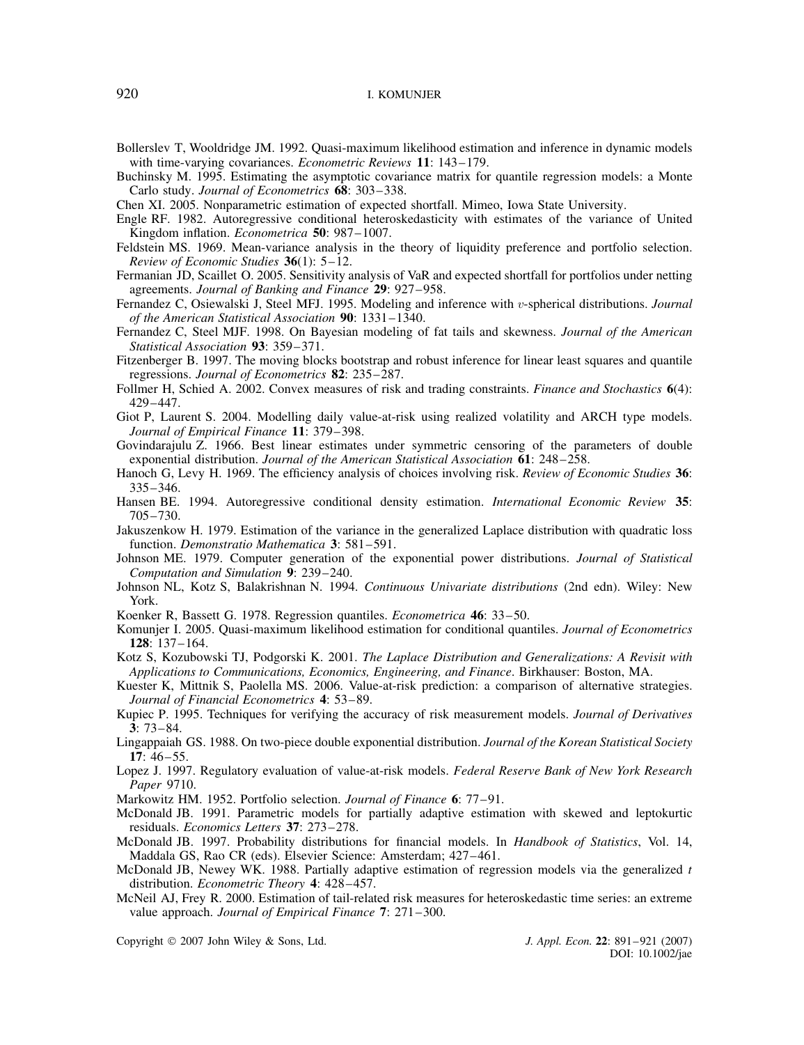Bollerslev T, Wooldridge JM. 1992. Quasi-maximum likelihood estimation and inference in dynamic models with time-varying covariances. *Econometric Reviews* **11**: 143–179.

Buchinsky M. 1995. Estimating the asymptotic covariance matrix for quantile regression models: a Monte Carlo study. *Journal of Econometrics* **68**: 303–338.

Chen XI. 2005. Nonparametric estimation of expected shortfall. Mimeo, Iowa State University.

Engle RF. 1982. Autoregressive conditional heteroskedasticity with estimates of the variance of United Kingdom inflation. *Econometrica* **50**: 987–1007.

Feldstein MS. 1969. Mean-variance analysis in the theory of liquidity preference and portfolio selection. *Review of Economic Studies* **36**(1): 5–12.

Fermanian JD, Scaillet O. 2005. Sensitivity analysis of VaR and expected shortfall for portfolios under netting agreements. *Journal of Banking and Finance* **29**: 927–958.

Fernandez C, Osiewalski J, Steel MFJ. 1995. Modeling and inference with $v$-spherical distributions. *Journal of the American Statistical Association* **90**: 1331–1340.

Fernandez C, Steel MJF. 1998. On Bayesian modeling of fat tails and skewness. *Journal of the American Statistical Association* **93**: 359–371.

Fitzenberger B. 1997. The moving blocks bootstrap and robust inference for linear least squares and quantile regressions. *Journal of Econometrics* **82**: 235–287.

Follmer H, Schied A. 2002. Convex measures of risk and trading constraints. *Finance and Stochastics* **6**(4): 429–447.

Giot P, Laurent S. 2004. Modelling daily value-at-risk using realized volatility and ARCH type models. *Journal of Empirical Finance* **11**: 379–398.

Govindarajulu Z. 1966. Best linear estimates under symmetric censoring of the parameters of double exponential distribution. *Journal of the American Statistical Association* **61**: 248–258.

Hanoch G, Levy H. 1969. The efficiency analysis of choices involving risk. *Review of Economic Studies* **36**: 335–346.

Hansen BE. 1994. Autoregressive conditional density estimation. *International Economic Review* **35**: 705–730.

Jakuszenkow H. 1979. Estimation of the variance in the generalized Laplace distribution with quadratic loss function. *Demonstratio Mathematica* **3**: 581–591.

Johnson ME. 1979. Computer generation of the exponential power distributions. *Journal of Statistical Computation and Simulation* **9**: 239–240.

Johnson NL, Kotz S, Balakrishnan N. 1994. *Continuous Univariate distributions* (2nd edn). Wiley: New York.

Koenker R, Bassett G. 1978. Regression quantiles. *Econometrica* **46**: 33–50.

Komunjer I. 2005. Quasi-maximum likelihood estimation for conditional quantiles. *Journal of Econometrics* **128**: 137–164.

Kotz S, Kozubowski TJ, Podgorski K. 2001. *The Laplace Distribution and Generalizations: A Revisit with Applications to Communications, Economics, Engineering, and Finance*. Birkhauser: Boston, MA.

Kuester K, Mittnik S, Paolella MS. 2006. Value-at-risk prediction: a comparison of alternative strategies. *Journal of Financial Econometrics* **4**: 53–89.

Kupiec P. 1995. Techniques for verifying the accuracy of risk measurement models. *Journal of Derivatives* **3**: 73–84.

Lingappaiah GS. 1988. On two-piece double exponential distribution. *Journal of the Korean Statistical Society* **17**: 46–55.

Lopez J. 1997. Regulatory evaluation of value-at-risk models. *Federal Reserve Bank of New York Research Paper* 9710.

Markowitz HM. 1952. Portfolio selection. *Journal of Finance* **6**: 77–91.

McDonald JB. 1991. Parametric models for partially adaptive estimation with skewed and leptokurtic residuals. *Economics Letters* **37**: 273–278.

McDonald JB. 1997. Probability distributions for financial models. In *Handbook of Statistics*, Vol. 14, Maddala GS, Rao CR (eds). Elsevier Science: Amsterdam; 427–461.

McDonald JB, Newey WK. 1988. Partially adaptive estimation of regression models via the generalized $t$ distribution. *Econometric Theory* **4**: 428–457.

McNeil AJ, Frey R. 2000. Estimation of tail-related risk measures for heteroskedastic time series: an extreme value approach. *Journal of Empirical Finance* **7**: 271–300.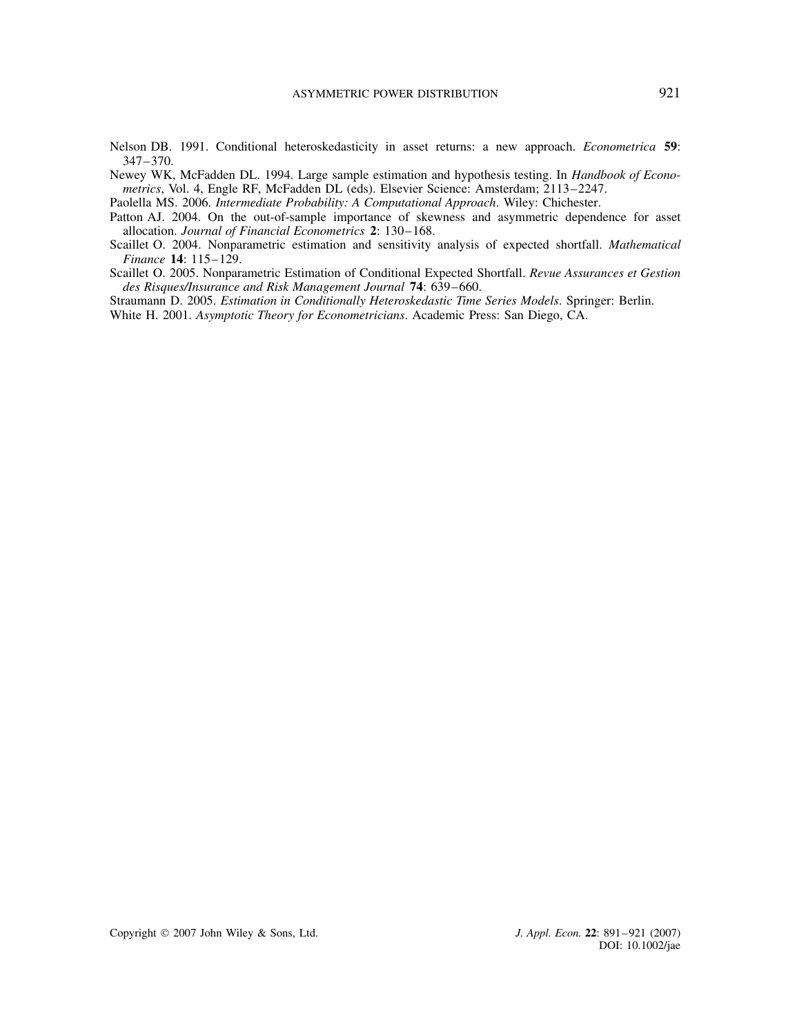Nelson DB. 1991. Conditional heteroskedasticity in asset returns: a new approach. *Econometrica* **59**: 347–370.

Newey WK, McFadden DL. 1994. Large sample estimation and hypothesis testing. In *Handbook of Econometrics*, Vol. 4, Engle RF, McFadden DL (eds). Elsevier Science: Amsterdam; 2113–2247.

Paolella MS. 2006. *Intermediate Probability: A Computational Approach*. Wiley: Chichester.

Patton AJ. 2004. On the out-of-sample importance of skewness and asymmetric dependence for asset allocation. *Journal of Financial Econometrics* **2**: 130–168.

Scaillet O. 2004. Nonparametric estimation and sensitivity analysis of expected shortfall. *Mathematical Finance* **14**: 115–129.

Scaillet O. 2005. Nonparametric Estimation of Conditional Expected Shortfall. *Revue Assurances et Gestion des Risques/Insurance and Risk Management Journal* **74**: 639–660.

Straumann D. 2005. *Estimation in Conditionally Heteroskedastic Time Series Models*. Springer: Berlin.

White H. 2001. *Asymptotic Theory for Econometricians*. Academic Press: San Diego, CA.